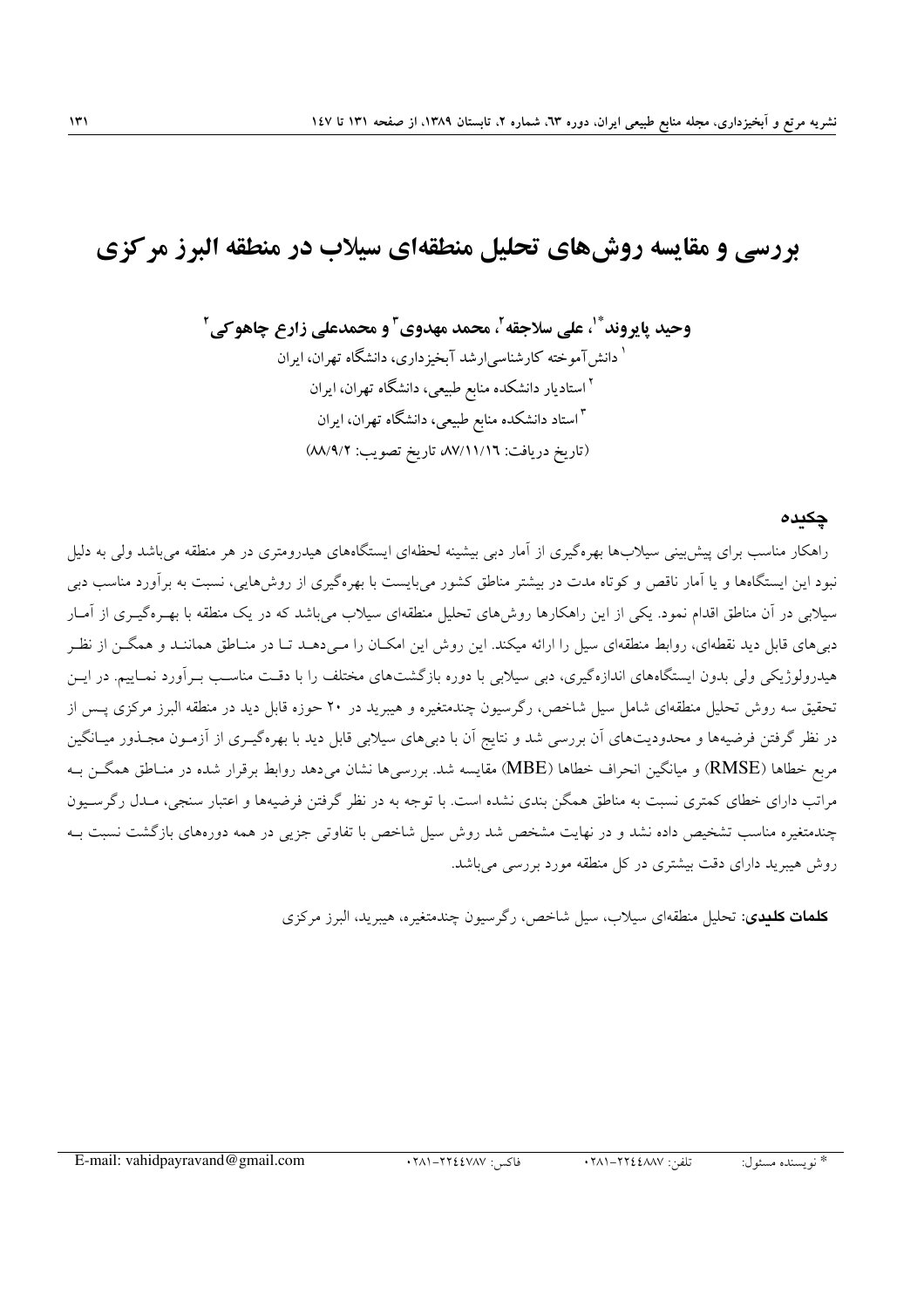# بررسی و مقایسه روش‌های تحلیل منطقه‌ای سیلاب در منطقه البرز مرکزی

**وحید پایروند*[1]، علی سلاجقه[2]، محمد مهدوی[3] و محمدعلی زارع چاهوکی[2]**

[1] دانش‌آموخته کارشناسی‌ارشد آبخیزداری، دانشگاه تهران، ایران

[2] استادیار دانشکده منابع طبیعی، دانشگاه تهران، ایران

[3] استاد دانشکده منابع طبیعی، دانشگاه تهران، ایران

(تاریخ دریافت: ۸۷/۱۱/۱۶، تاریخ تصویب: ۸۸/۹/۲)

## چکیده

راهکار مناسب برای پیش‌بینی سیلاب‌ها بهره‌گیری از آمار دبی بیشینه لحظه‌ای ایستگاه‌های هیدرومتری در هر منطقه می‌باشد ولی به دلیل نبود این ایستگاه‌ها و یا آمار ناقص و کوتاه مدت در بیشتر مناطق کشور می‌بایست با بهره‌گیری از روش‌هایی، نسبت به برآورد مناسب دبی سیلابی در آن مناطق اقدام نمود. یکی از این راهکارها روش‌های تحلیل منطقه‌ای سیلاب می‌باشد که در یک منطقه با بهره‌گیری از آمار دبی‌های قابل دید نقطه‌ای، روابط منطقه‌ای سیل را ارائه میکند. این روش این امکان را می‌دهد تا در مناطق همانند و همگن از نظر هیدرولوژیکی ولی بدون ایستگاه‌های اندازه‌گیری، دبی سیلابی با دوره بازگشت‌های مختلف را با دقت مناسب برآورد نماییم. در این تحقیق سه روش تحلیل منطقه‌ای شامل سیل شاخص، رگرسیون چندمتغیره و هیبرید در ۲۰ حوزه قابل دید در منطقه البرز مرکزی پس از در نظر گرفتن فرضیه‌ها و محدودیت‌های آن بررسی شد و نتایج آن با دبی‌های سیلابی قابل دید با بهره‌گیری از آزمون مجذور میانگین مربع خطاها (RMSE) و میانگین انحراف خطاها (MBE) مقایسه شد. بررسی‌ها نشان می‌دهد روابط برقرار شده در مناطق همگن به مراتب دارای خطای کمتری نسبت به مناطق همگن بندی نشده است. با توجه به در نظر گرفتن فرضیه‌ها و اعتبار سنجی، مدل رگرسیون چندمتغیره مناسب تشخیص داده نشد و در نهایت مشخص شد روش سیل شاخص با تفاوتی جزیی در همه دوره‌های بازگشت نسبت به روش هیبرید دارای دقت بیشتری در کل منطقه مورد بررسی می‌باشد.

**کلمات کلیدی:** تحلیل منطقه‌ای سیلاب، سیل شاخص، رگرسیون چندمتغیره، هیبرید، البرز مرکزی

---

* نویسنده مسئول: تلفن: ۰۲۸۱-۲۲۴۴۸۸۷ فاکس: ۰۲۸۱-۲۲۴۴۷۸۷ E-mail: vahidpayravand@gmail.com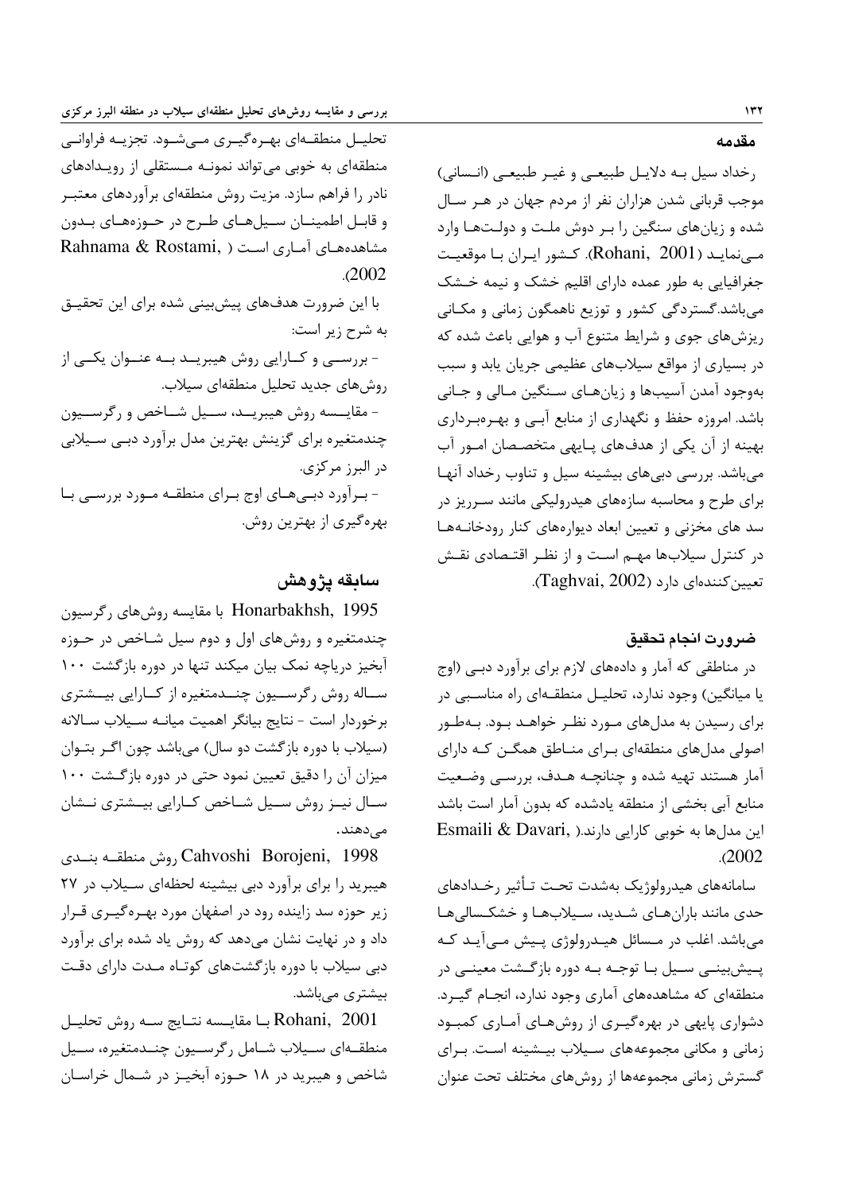## مقدمه

رخداد سیل به دلایل طبیعی و غیر طبیعی (انسانی) موجب قربانی شدن هزاران نفر از مردم جهان در هر سال شده و زیان‌های سنگین را بر دوش ملت و دولت‌ها وارد می‌نماید (Rohani, 2001). کشور ایران با موقعیت جغرافیایی به طور عمده دارای اقلیم خشک و نیمه خشک می‌باشد.گستردگی کشور و توزیع ناهمگون زمانی و مکانی ریزش‌های جوی و شرایط متنوع آب و هوایی باعث شده که در بسیاری از مواقع سیلاب‌های عظیمی جریان یابد و سبب به‌وجود آمدن آسیب‌ها و زیان‌های سنگین مالی و جانی باشد. امروزه حفظ و نگهداری از منابع آبی و بهره‌برداری بهینه از آن یکی از هدف‌های پایه‌ای متخصصان امور آب می‌باشد. بررسی دبی‌های بیشینه سیل و تناوب رخداد آنها برای طرح و محاسبه سازه‌های هیدرولیکی مانند سرریز در سد های مخزنی و تعیین ابعاد دیواره‌های کنار رودخانه‌ها در کنترل سیلاب‌ها مهم است و از نظر اقتصادی نقش تعیین‌کننده‌ای دارد (Taghvai, 2002).

## ضرورت انجام تحقیق

در مناطقی که آمار و داده‌های لازم برای برآورد دبی (اوج یا میانگین) وجود ندارد، تحلیل منطقه‌ای راه مناسبی در برای رسیدن به مدل‌های مورد نظر خواهد بود. به‌طور اصولی مدل‌های منطقه‌ای برای مناطق همگن که دارای آمار هستند تهیه شده و چنانچه هدف، بررسی وضعیت منابع آبی بخشی از منطقه یادشده که بدون آمار است باشد این مدل‌ها به خوبی کارایی دارند.( Esmaili & Davari, 2002).

سامانه‌های هیدرولوژیک به‌شدت تحت تأثیر رخدادهای حدی مانند باران‌های شدید، سیلاب‌ها و خشکسالی‌ها می‌باشد. اغلب در مسائل هیدرولوژی پیش می‌آید که پیش‌بینی سیل با توجه به دوره بازگشت معینی در منطقه‌ای که مشاهده‌های آماری وجود ندارد، انجام گیرد. دشواری پایهی در بهره‌گیری از روش‌های آماری کمبود زمانی و مکانی مجموعه‌های سیلاب بیشینه است. برای گسترش زمانی مجموعه‌ها از روش‌های مختلف تحت عنوان تحلیل منطقه‌ای بهره‌گیری می‌شود. تجزیه فراوانی منطقه‌ای به خوبی می‌تواند نمونه مستقلی از رویدادهای نادر را فراهم سازد. مزیت روش منطقه‌ای برآوردهای معتبر و قابل اطمینان سیل‌های طرح در حوزه‌های بدون مشاهده‌های آماری است ( Rahnama & Rostami, 2002).

با این ضرورت هدف‌های پیش‌بینی شده برای این تحقیق به شرح زیر است:

- بررسی و کارایی روش هیبرید به عنوان یکی از روش‌های جدید تحلیل منطقه‌ای سیلاب.
- مقایسه روش هیبرید، سیل شاخص و رگرسیون چندمتغیره برای گزینش بهترین مدل برآورد دبی سیلابی در البرز مرکزی.
- برآورد دبی‌های اوج برای منطقه مورد بررسی با بهره‌گیری از بهترین روش.

## سابقه پژوهش

Honarbakhsh, 1995 با مقایسه روش‌های رگرسیون چندمتغیره و روش‌های اول و دوم سیل شاخص در حوزه آبخیز دریاچه نمک بیان میکند تنها در دوره بازگشت ۱۰۰ ساله روش رگرسیون چندمتغیره از کارایی بیشتری برخوردار است - نتایج بیانگر اهمیت میانه سیلاب سالانه (سیلاب با دوره بازگشت دو سال) می‌باشد چون اگر بتوان میزان آن را دقیق تعیین نمود حتی در دوره بازگشت ۱۰۰ سال نیز روش سیل شاخص کارایی بیشتری نشان می‌دهند.

Cahvoshi Borojeni, 1998 روش منطقه بندی هیبرید را برای برآورد دبی بیشینه لحظه‌ای سیلاب در ۲۷ زیر حوزه سد زاینده رود در اصفهان مورد بهره‌گیری قرار داد و در نهایت نشان می‌دهد که روش یاد شده برای برآورد دبی سیلاب با دوره بازگشت‌های کوتاه مدت دارای دقت بیشتری می‌باشد.

Rohani, 2001 با مقایسه نتایج سه روش تحلیل منطقه‌ای سیلاب شامل رگرسیون چندمتغیره، سیل شاخص و هیبرید در ۱۸ حوزه آبخیز در شمال خراسان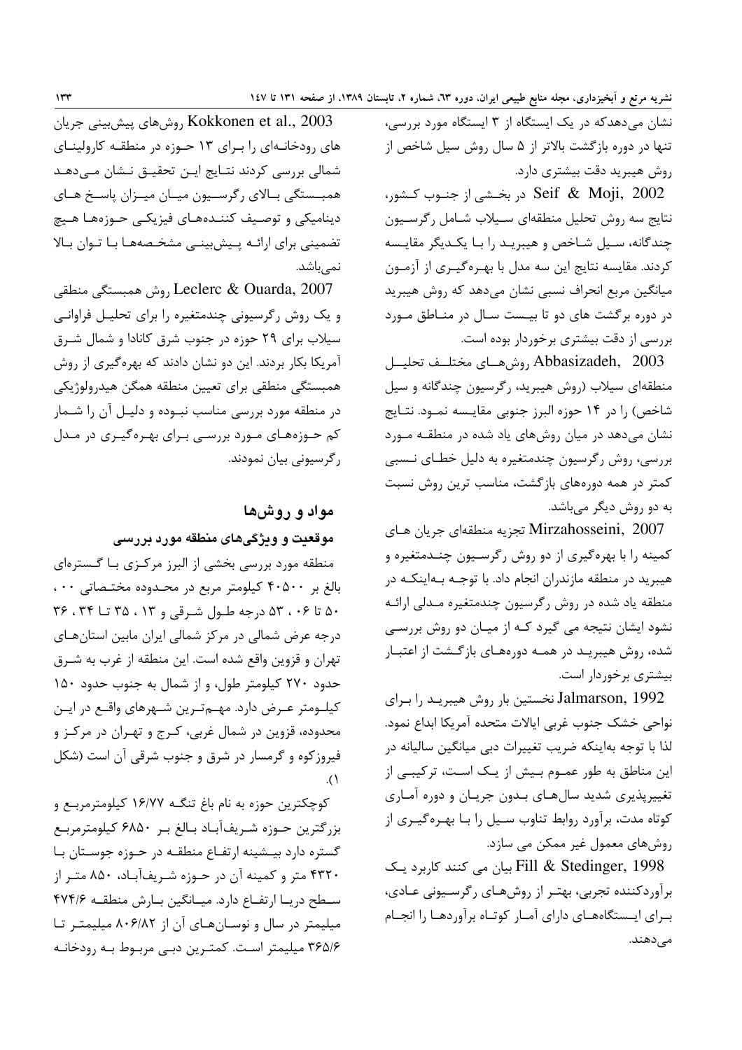نشان می‌دهدکه در یک ایستگاه از ۳ ایستگاه مورد بررسی، تنها در دوره بازگشت بالاتر از ۵ سال روش سیل شاخص از روش هیبرید دقت بیشتری دارد.

Seif & Moji, 2002 در بخشی از جنوب کشور، نتایج سه روش تحلیل منطقه‌ای سیلاب شامل رگرسیون چندگانه، سیل شاخص و هیبرید را با یکدیگر مقایسه کردند. مقایسه نتایج این سه مدل با بهره‌گیری از آزمون میانگین مربع انحراف نسبی نشان می‌دهد که روش هیبرید در دوره برگشت های دو تا بیست سال در مناطق مورد بررسی از دقت بیشتری برخوردار بوده است.

Abbasizadeh, 2003 روش‌های مختلف تحلیل منطقه‌ای سیلاب (روش هیبرید، رگرسیون چندگانه و سیل شاخص) را در ۱۴ حوزه البرز جنوبی مقایسه نمود. نتایج نشان می‌دهد در میان روش‌های یاد شده در منطقه مورد بررسی، روش رگرسیون چندمتغیره به دلیل خطای نسبی کمتر در همه دوره‌های بازگشت، مناسب ترین روش نسبت به دو روش دیگر می‌باشد.

Mirzahosseini, 2007 تجزیه منطقه‌ای جریان های کمینه را با بهره‌گیری از دو روش رگرسیون چندمتغیره و هیبرید در منطقه مازندران انجام داد. با توجه به‌اینکه در منطقه یاد شده در روش رگرسیون چندمتغیره مدلی ارائه نشود ایشان نتیجه می گیرد که از میان دو روش بررسی شده، روش هیبرید در همه دوره‌های بازگشت از اعتبار بیشتری برخوردار است.

Jalmarson, 1992 نخستین بار روش هیبرید را برای نواحی خشک جنوب غربی ایالات متحده آمریکا ابداع نمود. لذا با توجه به‌اینکه ضریب تغییرات دبی میانگین سالیانه در این مناطق به طور عموم بیش از یک است، ترکیبی از تغییرپذیری شدید سال‌های بدون جریان و دوره آماری کوتاه مدت، برآورد روابط تناوب سیل را با بهره‌گیری از روش‌های معمول غیر ممکن می سازد.

Fill & Stedinger, 1998 بیان می کنند کاربرد یک برآوردکننده تجربی، بهتر از روش‌های رگرسیونی عادی، برای ایستگاه‌های دارای آمار کوتاه برآوردها را انجام می‌دهند.

Kokkonen et al., 2003 روش‌های پیش‌بینی جریان های رودخانه‌ای را برای ۱۳ حوزه در منطقه کارولینای شمالی بررسی کردند نتایج این تحقیق نشان می‌دهد همبستگی بالای رگرسیون میزان پاسخ های دینامیکی و توصیف کننده‌های فیزیکی حوزه‌ها هیچ تضمینی برای ارائه پیش‌بینی مشخصه‌ها با توان بالا نمی‌باشد.

Leclerc & Ouarda, 2007 روش همبستگی منطقی و یک روش رگرسیونی چندمتغیره را برای تحلیل فراوانی سیلاب برای ۲۹ حوزه در جنوب شرق کانادا و شمال شرق آمریکا بکار بردند. این دو نشان دادند که بهره‌گیری از روش همبستگی منطقی برای تعیین منطقه همگن هیدرولوژیکی در منطقه مورد بررسی مناسب نبوده و دلیل آن را شمار کم حوزه‌های مورد بررسی برای بهره‌گیری در مدل رگرسیونی بیان نمودند.

## مواد و روش‌ها

### موقعیت و ویژگی‌های منطقه مورد بررسی

منطقه مورد بررسی بخشی از البرز مرکزی با گستره‌ای بالغ بر ۴۰۵۰۰ کیلومتر مربع در محدوده مختصاتی ۰۰ ، ۵۰ تا ۰۶ ، ۵۳ درجه طول شرقی و ۱۳ ، ۳۵ تا ۳۴ ، ۳۶ درجه عرض شمالی در مرکز شمالی ایران مابین استان‌های تهران و قزوین واقع شده است. این منطقه از غرب به شرق حدود ۲۷۰ کیلومتر طول، و از شمال به جنوب حدود ۱۵۰ کیلومتر عرض دارد. مهم‌ترین شهرهای واقع در این محدوده، قزوین در شمال غربی، کرج و تهران در مرکز و فیروزکوه و گرمسار در شرق و جنوب شرقی آن است (شکل ۱).

کوچکترین حوزه به نام باغ تنگه ۱۶/۷۷ کیلومترمربع و بزرگترین حوزه شریف‌آباد بالغ بر ۶۸۵۰ کیلومترمربع گستره دارد بیشینه ارتفاع منطقه در حوزه جوستان با ۴۳۲۰ متر و کمینه آن در حوزه شریف‌آباد، ۸۵۰ متر از سطح دریا ارتفاع دارد. میانگین بارش منطقه ۴۷۴/۶ میلیمتر در سال و نوسان‌های آن از ۸۰۶/۸۲ میلیمتر تا ۳۶۵/۶ میلیمتر است. کمترین دبی مربوط به رودخانه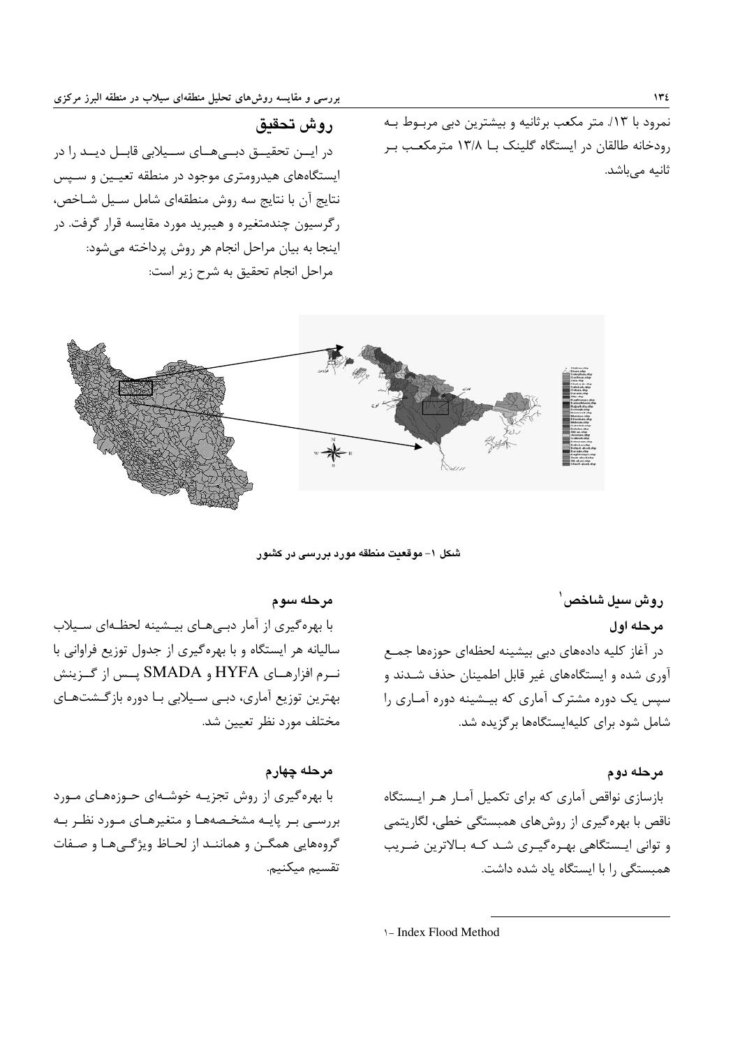نمرود با ۱۳/. متر مکعب برثانیه و بیشترین دبی مربوط به رودخانه طالقان در ایستگاه گلینک با ۱۳/۸ مترمکعب بر ثانیه می‌باشد.

## روش تحقیق

در این تحقیق دبی‌های سیلابی قابل دید را در ایستگاه‌های هیدرومتری موجود در منطقه تعیین و سپس نتایج آن با نتایج سه روش منطقه‌ای شامل سیل شاخص، رگرسیون چندمتغیره و هیبرید مورد مقایسه قرار گرفت. در اینجا به بیان مراحل انجام هر روش پرداخته می‌شود:

مراحل انجام تحقیق به شرح زیر است:

شکل ۱- موقعیت منطقه مورد بررسی در کشور

### روش سیل شاخص[1]

#### مرحله اول

در آغاز کلیه داده‌های دبی بیشینه لحظه‌ای حوزه‌ها جمع آوری شده و ایستگاه‌های غیر قابل اطمینان حذف شدند و سپس یک دوره مشترک آماری که بیشینه دوره آماری را شامل شود برای کلیه‌ایستگاه‌ها برگزیده شد.

#### مرحله دوم

بازسازی نواقص آماری که برای تکمیل آمار هر ایستگاه ناقص با بهره‌گیری از روش‌های همبستگی خطی، لگاریتمی و توانی ایستگاهی بهره‌گیری شد که بالاترین ضریب همبستگی را با ایستگاه یاد شده داشت.

#### مرحله سوم

با بهره‌گیری از آمار دبی‌های بیشینه لحظه‌ای سیلاب سالیانه هر ایستگاه و با بهره‌گیری از جدول توزیع فراوانی با نرم افزارهای HYFA و SMADA پس از گزینش بهترین توزیع آماری، دبی سیلابی با دوره بازگشت‌های مختلف مورد نظر تعیین شد.

#### مرحله چهارم

با بهره‌گیری از روش تجزیه خوشه‌ای حوزه‌های مورد بررسی بر پایه مشخصه‌ها و متغیرهای مورد نظر به گروه‌هایی همگن و همانند از لحاظ ویژگی‌ها و صفات تقسیم میکنیم.

---

1- Index Flood Method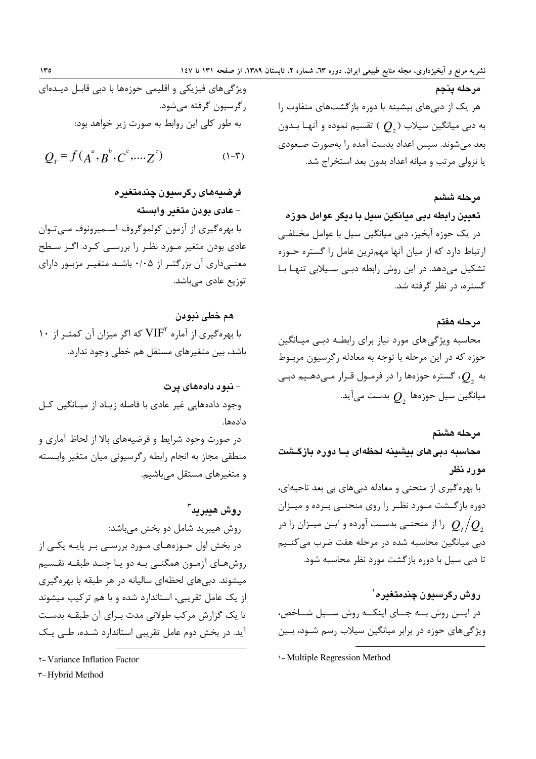### مرحله پنجم

هر یک از دبی‌های بیشینه با دوره بازگشت‌های متفاوت را به دبی میانگین سیلاب ( $Q_2$ ) تقسیم نموده و آنها بدون بعد می‌شوند. سپس اعداد بدست آمده را به‌صورت صعودی یا نزولی مرتب و میانه اعداد بدون بعد استخراج شد.

### مرحله ششم

#### تعیین رابطه دبی میانگین سیل با دیگر عوامل حوزه

در یک حوزه آبخیز، دبی میانگین سیل با عوامل مختلفی ارتباط دارد که از میان آنها مهم‌ترین عامل را گستره حوزه تشکیل می‌دهد. در این روش رابطه دبی سیلابی تنها با گستره، در نظر گرفته شد.

### مرحله هفتم

محاسبه ویژگی‌های مورد نیاز برای رابطه دبی میانگین حوزه که در این مرحله با توجه به معادله رگرسیون مربوط به $Q_2$، گستره حوزه‌ها را در فرمول قرار می‌دهیم دبی میانگین سیل حوزه‌ها $Q_2$ بدست می‌آید.

### مرحله هشتم

#### محاسبه دبی‌های بیشینه لحظه‌ای با دوره بازگشت مورد نظر

با بهره‌گیری از منحنی و معادله دبی‌های بی بعد ناحیه‌ای، دوره بازگشت مورد نظر را روی منحنی برده و میزان $Q_T/Q_2$ را از منحنی بدست آورده و این میزان را در دبی میانگین محاسبه شده در مرحله هفت ضرب می‌کنیم تا دبی سیل با دوره بازگشت مورد نظر محاسبه شود.

## روش رگرسیون چندمتغیره[1]

در این روش به جای اینکه روش سیل شاخص، ویژگی‌های حوزه در برابر میانگین سیلاب رسم شود، بین ویژگی‌های فیزیکی و اقلیمی حوزه‌ها با دبی قابل دیده‌ای رگرسیون گرفته می‌شود.

به طور کلی این روابط به صورت زیر خواهد بود:

$$Q_T = f(A^a, B^b, C^c, \dots Z^z) \qquad (۱-۳)$$

### فرضیه‌های رگرسیون چندمتغیره

#### - عادی بودن متغیر وابسته

با بهره‌گیری از آزمون کولموگروف-اسمیرونوف می‌توان عادی بودن متغیر مورد نظر را بررسی کرد. اگر سطح معنی‌داری آن بزرگتر از ۰/۰۵ باشد متغیر مزبور دارای توزیع عادی می‌باشد.

#### - هم خطی نبودن

با بهره‌گیری از آماره VIF[2] که اگر میزان آن کمتر از ۱۰ باشد، بین متغیرهای مستقل هم خطی وجود ندارد.

#### - نبود داده‌های پرت

وجود داده‌هایی غیر عادی با فاصله زیاد از میانگین کل داده‌ها.

در صورت وجود شرایط و فرضیه‌های بالا از لحاظ آماری و منطقی مجاز به انجام رابطه رگرسیونی میان متغیر وابسته و متغیرهای مستقل می‌باشیم.

## روش هیبرید[3]

روش هیبرید شامل دو بخش می‌باشد:

در بخش اول حوزه‌های مورد بررسی بر پایه یکی از روش‌های آزمون همگنی به دو یا چند طبقه تقسیم میشوند. دبی‌های لحظه‌ای سالیانه در هر طبقه با بهره‌گیری از یک عامل تقریبی، استاندارد شده و با هم ترکیب میشوند تا یک گزارش مرکب طولانی مدت برای آن طبقه بدست آید. در بخش دوم عامل تقریبی استاندارد شده، طی یک

---

۱- Multiple Regression Method

۲- Variance Inflation Factor

۳- Hybrid Method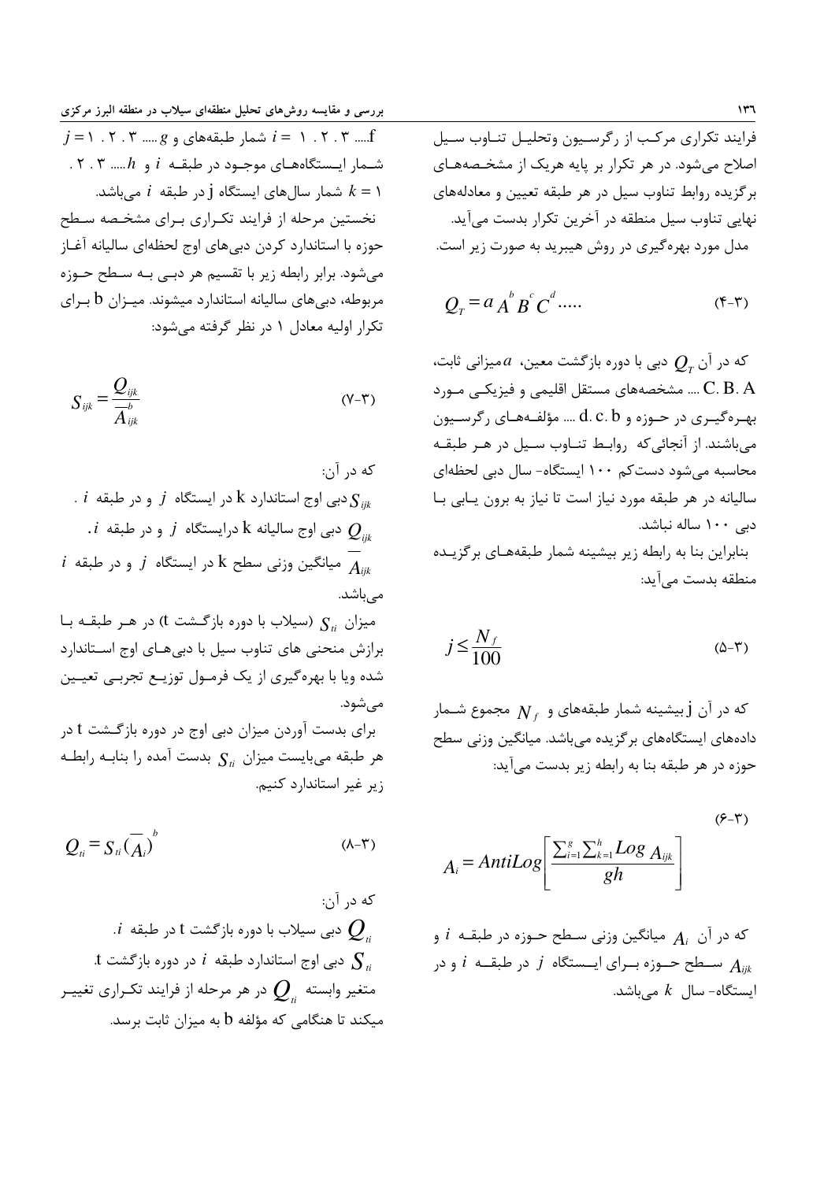فرایند تکراری مرکب از رگرسیون وتحلیل تناوب سیل اصلاح می‌شود. در هر تکرار بر پایه هریک از مشخصه‌های برگزیده روابط تناوب سیل در هر طبقه تعیین و معادله‌های نهایی تناوب سیل منطقه در آخرین تکرار بدست می‌آید.

مدل مورد بهره‌گیری در روش هیبرید به صورت زیر است.

$$Q_T = a\,A^b B^c C^d \ldots \qquad (۴-۳)$$

که در آن $Q_T$ دبی با دوره بازگشت معین، $a$ میزانی ثابت، C. B. A .... مشخصه‌های مستقل اقلیمی و فیزیکی مورد بهره‌گیری در حوزه و d. c. b .... مؤلفه‌های رگرسیون می‌باشند. از آنجائی‌که روابط تناوب سیل در هر طبقه محاسبه می‌شود دست‌کم ۱۰۰ ایستگاه- سال دبی لحظه‌ای سالیانه در هر طبقه مورد نیاز است تا نیاز به برون یابی با دبی ۱۰۰ ساله نباشد.

بنابراین بنا به رابطه زیر بیشینه شمار طبقه‌های برگزیده منطقه بدست می‌آید:

$$j \le \frac{N_f}{100} \qquad (۵-۳)$$

که در آن j بیشینه شمار طبقه‌های و $N_f$ مجموع شمار داده‌های ایستگاه‌های برگزیده می‌باشد. میانگین وزنی سطح حوزه در هر طبقه بنا به رابطه زیر بدست می‌آید:

$$A_i = AntiLog\left[\frac{\sum_{i=1}^{g}\sum_{k=1}^{h} Log\,A_{ijk}}{gh}\right] \qquad (۶-۳)$$

که در آن $A_i$ میانگین وزنی سطح حوزه در طبقه $i$ و $A_{ijk}$ سطح حوزه برای ایستگاه $j$ در طبقه $i$ و در ایستگاه- سال $k$ می‌باشد.

$j = ۱ . ۲ . ۳ .....f$ ، $i = ۱ . ۲ . ۳ ..... g$ شمار طبقه‌های و $h$ ..... ۳ . ۲ . شمار ایستگاه‌های موجود در طبقه $i$ و $k = ۱$ شمار سال‌های ایستگاه j در طبقه $i$ می‌باشد.

نخستین مرحله از فرایند تکراری برای مشخصه سطح حوزه با استاندارد کردن دبی‌های اوج لحظه‌ای سالیانه آغاز می‌شود. برابر رابطه زیر با تقسیم هر دبی به سطح حوزه مربوطه، دبی‌های سالیانه استاندارد میشوند. میزان b برای تکرار اولیه معادل ۱ در نظر گرفته می‌شود:

$$S_{ijk} = \frac{Q_{ijk}}{\overline{A}_{ijk}^{\,b}} \qquad (۷-۳)$$

که در آن:

$S_{ijk}$ دبی اوج استاندارد k در ایستگاه $j$ و در طبقه $i$ .

$Q_{ijk}$ دبی اوج سالیانه k درایستگاه $j$ و در طبقه $i$.

$\overline{A_{ijk}}$ میانگین وزنی سطح k در ایستگاه $j$ و در طبقه $i$ می‌باشد.

میزان $S_{ti}$ (سیلاب با دوره بازگشت t) در هر طبقه با برازش منحنی های تناوب سیل با دبی‌های اوج استاندارد شده ویا با بهره‌گیری از یک فرمول توزیع تجربی تعیین می‌شود.

برای بدست آوردن میزان دبی اوج در دوره بازگشت t در هر طبقه می‌بایست میزان $S_{ti}$ بدست آمده را بنابه رابطه زیر غیر استاندارد کنیم.

$$Q_{ti} = S_{ti}(\overline{A_i})^{b} \qquad (۸-۳)$$

که در آن:

$Q_{ti}$ دبی سیلاب با دوره بازگشت t در طبقه $i$.

$S_{ti}$ دبی اوج استاندارد طبقه $i$ در دوره بازگشت t.

متغیر وابسته $Q_{ti}$ در هر مرحله از فرایند تکراری تغییر میکند تا هنگامی که مؤلفه b به میزان ثابت برسد.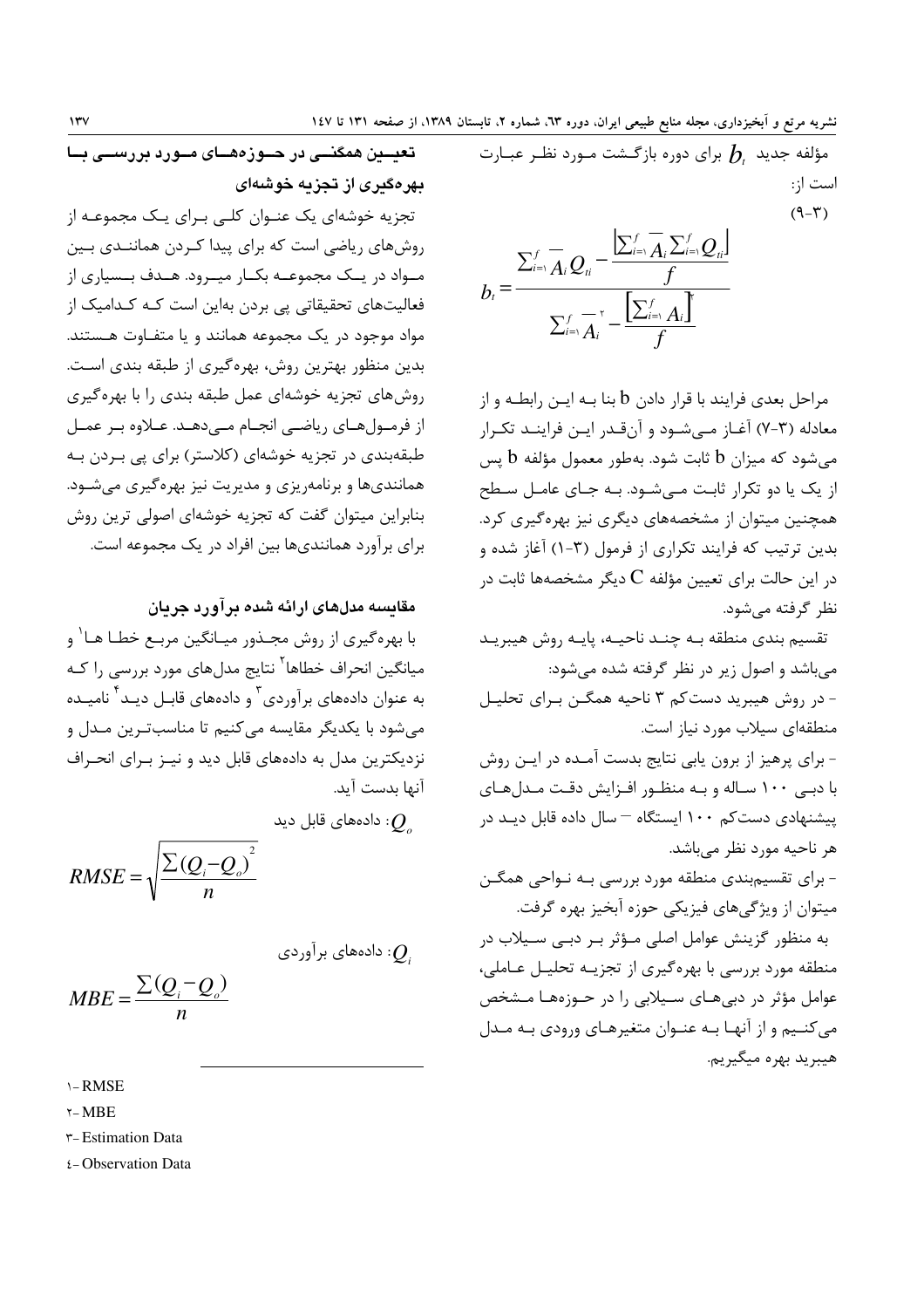مؤلفه جدید $b_t$ برای دوره بازگشت مورد نظر عبارت است از:

(۳-۹)

$$b_t = \frac{\sum_{i=1}^{f} \overline{A}_i Q_{ti} - \frac{\left[\sum_{i=1}^{f} \overline{A}_i \sum_{i=1}^{f} Q_{ti}\right]}{f}}{\sum_{i=1}^{f} \overline{A}_i^{\,2} - \frac{\left[\sum_{i=1}^{f} A_i\right]^2}{f}}$$

مراحل بعدی فرایند با قرار دادن b بنا به این رابطه و از معادله (۳-۷) آغاز می‌شود و آن‌قدر این فرایند تکرار می‌شود که میزان b ثابت شود. به‌طور معمول مؤلفه b پس از یک یا دو تکرار ثابت می‌شود. به جای عامل سطح همچنین میتوان از مشخصه‌های دیگری نیز بهره‌گیری کرد. بدین ترتیب که فرایند تکراری از فرمول (۳-۱) آغاز شده و در این حالت برای تعیین مؤلفه C دیگر مشخصه‌ها ثابت در نظر گرفته می‌شود.

تقسیم بندی منطقه به چند ناحیه، پایه روش هیبرید می‌باشد و اصول زیر در نظر گرفته شده می‌شود:

- در روش هیبرید دست‌کم ۳ ناحیه همگن برای تحلیل منطقه‌ای سیلاب مورد نیاز است.
- برای پرهیز از برون یابی نتایج بدست آمده در این روش با دبی ۱۰۰ ساله و به منظور افزایش دقت مدل‌های پیشنهادی دست‌کم ۱۰۰ ایستگاه – سال داده قابل دید در هر ناحیه مورد نظر می‌باشد.
- برای تقسیم‌بندی منطقه مورد بررسی به نواحی همگن میتوان از ویژگی‌های فیزیکی حوزه آبخیز بهره گرفت.

به منظور گزینش عوامل اصلی مؤثر بر دبی سیلاب در منطقه مورد بررسی با بهره‌گیری از تجزیه تحلیل عاملی، عوامل مؤثر در دبی‌های سیلابی را در حوزه‌ها مشخص می‌کنیم و از آنها به عنوان متغیرهای ورودی به مدل هیبرید بهره میگیریم.

### تعیین همگنی در حوزه‌های مورد بررسی با بهره‌گیری از تجزیه خوشه‌ای

تجزیه خوشه‌ای یک عنوان کلی برای یک مجموعه از روش‌های ریاضی است که برای پیدا کردن همانندی بین مواد در یک مجموعه بکار میرود. هدف بسیاری از فعالیت‌های تحقیقاتی پی بردن به‌این است که کدامیک از مواد موجود در یک مجموعه همانند و یا متفاوت هستند. بدین منظور بهترین روش، بهره‌گیری از طبقه بندی است. روش‌های تجزیه خوشه‌ای عمل طبقه بندی را با بهره‌گیری از فرمول‌های ریاضی انجام می‌دهد. علاوه بر عمل طبقه‌بندی در تجزیه خوشه‌ای (کلاستر) برای پی بردن به همانندی‌ها و برنامه‌ریزی و مدیریت نیز بهره‌گیری می‌شود. بنابراین میتوان گفت که تجزیه خوشه‌ای اصولی ترین روش برای برآورد همانندی‌ها بین افراد در یک مجموعه است.

### مقایسه مدل‌های ارائه شده برآورد جریان

با بهره‌گیری از روش مجذور میانگین مربع خطا ها[1] و میانگین انحراف خطاها[2] نتایج مدل‌های مورد بررسی را که به عنوان داده‌های برآوردی[3] و داده‌های قابل دید[4] نامیده می‌شود با یکدیگر مقایسه می‌کنیم تا مناسب‌ترین مدل و نزدیکترین مدل به داده‌های قابل دید و نیز برای انحراف آنها بدست آید.

$Q_o$: داده‌های قابل دید

$$RMSE = \sqrt{\frac{\sum (Q_i - Q_o)^2}{n}}$$

$Q_i$: داده‌های برآوردی

$$MBE = \frac{\sum (Q_i - Q_o)}{n}$$

---

1- RMSE

2- MBE

3- Estimation Data

4- Observation Data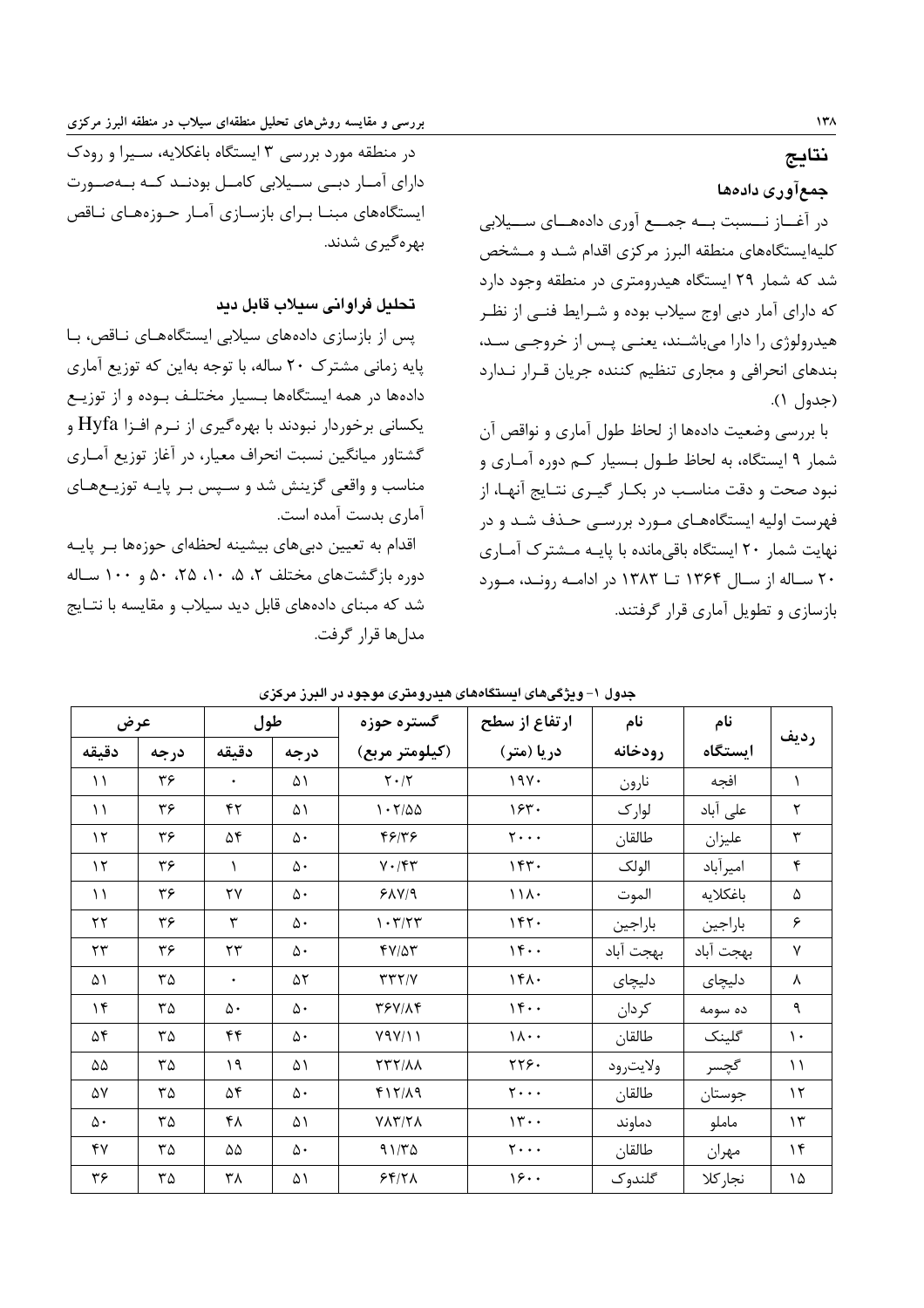## نتایج

### جمع‌آوری داده‌ها

در آغاز نسبت به جمع آوری داده‌های سیلابی کلیه‌ایستگاه‌های منطقه البرز مرکزی اقدام شد و مشخص شد که شمار ۲۹ ایستگاه هیدرومتری در منطقه وجود دارد که دارای آمار دبی اوج سیلاب بوده و شرایط فنی از نظر هیدرولوژی را دارا می‌باشند، یعنی پس از خروجی سد، بندهای انحرافی و مجاری تنظیم کننده جریان قرار ندارد (جدول ۱).

با بررسی وضعیت داده‌ها از لحاظ طول آماری و نواقص آن شمار ۹ ایستگاه، به لحاظ طول بسیار کم دوره آماری و نبود صحت و دقت مناسب در بکار گیری نتایج آنها، از فهرست اولیه ایستگاه‌های مورد بررسی حذف شد و در نهایت شمار ۲۰ ایستگاه باقی‌مانده با پایه مشترک آماری ۲۰ ساله از سال ۱۳۶۴ تا ۱۳۸۳ در ادامه روند، مورد بازسازی و تطویل آماری قرار گرفتند.

در منطقه مورد بررسی ۳ ایستگاه باغکلایه، سیرا و رودک دارای آمار دبی سیلابی کامل بودند که به‌صورت ایستگاه‌های مبنا برای بازسازی آمار حوزه‌های ناقص بهره‌گیری شدند.

### تحلیل فراوانی سیلاب قابل دید

پس از بازسازی داده‌های سیلابی ایستگاه‌های ناقص، با پایه زمانی مشترک ۲۰ ساله، با توجه به‌این که توزیع آماری داده‌ها در همه ایستگاه‌ها بسیار مختلف بوده و از توزیع یکسانی برخوردار نبودند با بهره‌گیری از نرم افزا Hyfa و گشتاور میانگین نسبت انحراف معیار، در آغاز توزیع آماری مناسب و واقعی گزینش شد و سپس بر پایه توزیع‌های آماری بدست آمده است.

اقدام به تعیین دبی‌های بیشینه لحظه‌ای حوزه‌ها بر پایه دوره بازگشت‌های مختلف ۲، ۵، ۱۰، ۲۵، ۵۰ و ۱۰۰ ساله شد که مبنای داده‌های قابل دید سیلاب و مقایسه با نتایج مدل‌ها قرار گرفت.

جدول ۱- ویژگی‌های ایستگاه‌های هیدرومتری موجود در البرز مرکزی

| ردیف | نام ایستگاه | نام رودخانه | ارتفاع از سطح دریا (متر) | گستره حوزه (کیلومتر مربع) | طول | | عرض | |
|---|---|---|---|---|---|---|---|---|
| | | | | | درجه | دقیقه | درجه | دقیقه |
| ۱ | افجه | نارون | ۱۹۷۰ | ۲۰/۲ | ۵۱ | ۰ | ۳۶ | ۱۱ |
| ۲ | علی آباد | لوارک | ۱۶۳۰ | ۱۰۲/۵۵ | ۵۱ | ۴۲ | ۳۶ | ۱۱ |
| ۳ | علیزان | طالقان | ۲۰۰۰ | ۴۶/۳۶ | ۵۰ | ۵۴ | ۳۶ | ۱۲ |
| ۴ | امیرآباد | الولک | ۱۴۳۰ | ۷۰/۴۳ | ۵۰ | ۱ | ۳۶ | ۱۲ |
| ۵ | باغکلایه | الموت | ۱۱۸۰ | ۶۸۷/۹ | ۵۰ | ۲۷ | ۳۶ | ۱۱ |
| ۶ | باراجین | باراجین | ۱۴۲۰ | ۱۰۳/۲۳ | ۵۰ | ۳ | ۳۶ | ۲۲ |
| ۷ | بهجت آباد | بهجت آباد | ۱۴۰۰ | ۴۷/۵۳ | ۵۰ | ۲۳ | ۳۶ | ۲۳ |
| ۸ | دلیچای | دلیچای | ۱۴۸۰ | ۳۳۲/۷ | ۵۲ | ۰ | ۳۵ | ۵۱ |
| ۹ | ده سومه | کردان | ۱۴۰۰ | ۳۶۷/۸۴ | ۵۰ | ۵۰ | ۳۵ | ۱۴ |
| ۱۰ | گلینک | طالقان | ۱۸۰۰ | ۷۹۷/۱۱ | ۵۰ | ۴۴ | ۳۵ | ۵۴ |
| ۱۱ | گچسر | ولایترود | ۲۲۶۰ | ۲۳۲/۸۸ | ۵۱ | ۱۹ | ۳۵ | ۵۵ |
| ۱۲ | جوستان | طالقان | ۲۰۰۰ | ۴۱۲/۸۹ | ۵۰ | ۵۴ | ۳۵ | ۵۷ |
| ۱۳ | ماملو | دماوند | ۱۳۰۰ | ۷۸۳/۲۸ | ۵۱ | ۴۸ | ۳۵ | ۵۰ |
| ۱۴ | مهران | طالقان | ۲۰۰۰ | ۹۱/۳۵ | ۵۰ | ۵۵ | ۳۵ | ۴۷ |
| ۱۵ | نجارکلا | گلندوک | ۱۶۰۰ | ۶۴/۲۸ | ۵۱ | ۳۸ | ۳۵ | ۳۶ |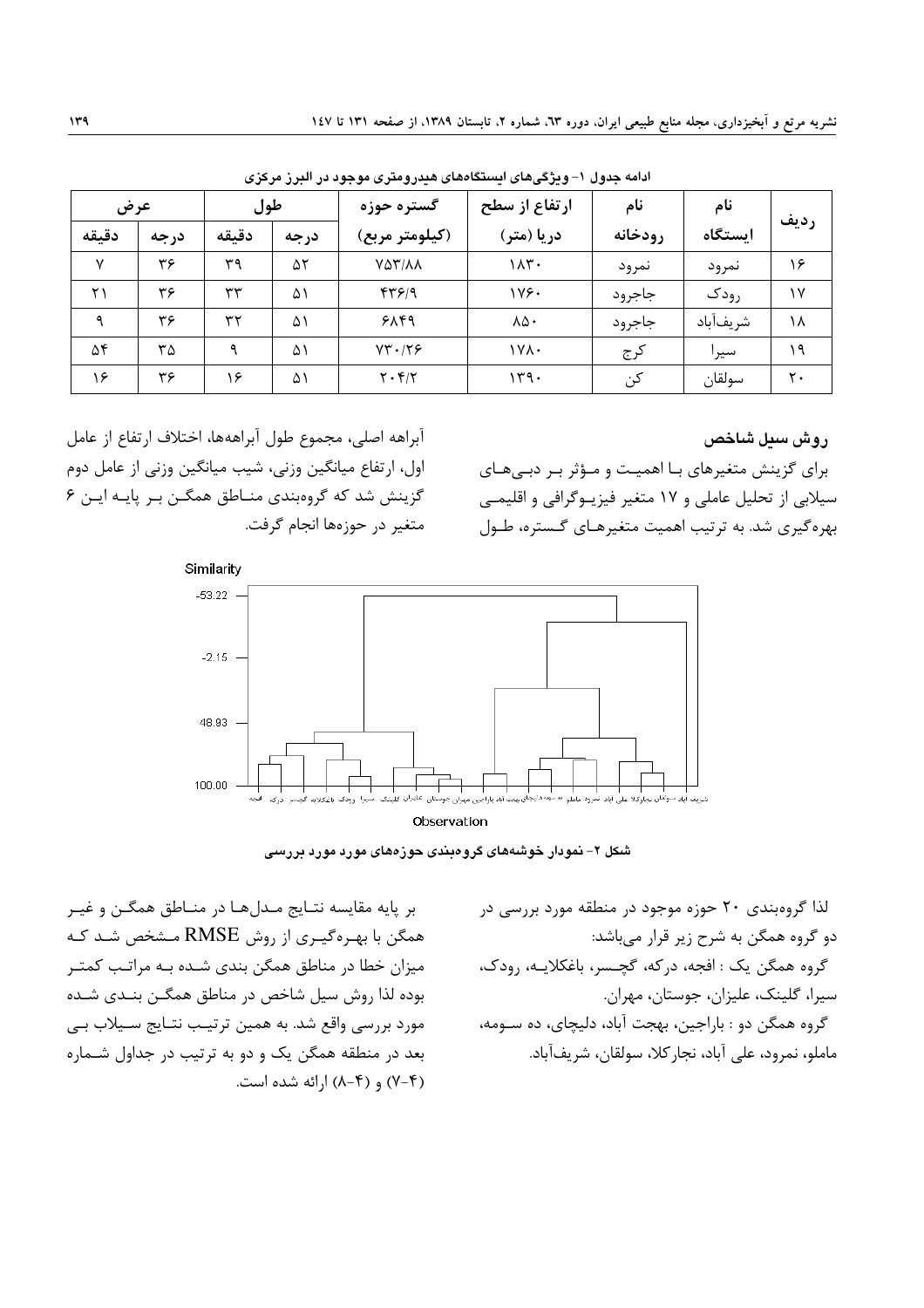ادامه جدول ۱- ویژگی‌های ایستگاه‌های هیدرومتری موجود در البرز مرکزی

| ردیف | نام ایستگاه | نام رودخانه | ارتفاع از سطح دریا (متر) | گستره حوزه (کیلومتر مربع) | طول |  | عرض |  |
|---|---|---|---|---|---|---|---|---|
|  |  |  |  |  | درجه | دقیقه | درجه | دقیقه |
| ۱۶ | نمرود | نمرود | ۱۸۳۰ | ۷۵۳/۸۸ | ۵۲ | ۳۹ | ۳۶ | ۷ |
| ۱۷ | رودک | جاجرود | ۱۷۶۰ | ۴۳۶/۹ | ۵۱ | ۳۳ | ۳۶ | ۲۱ |
| ۱۸ | شریف‌آباد | جاجرود | ۸۵۰ | ۶۸۴۹ | ۵۱ | ۳۲ | ۳۶ | ۹ |
| ۱۹ | سیرا | کرج | ۱۷۸۰ | ۷۳۰/۲۶ | ۵۱ | ۹ | ۳۵ | ۵۴ |
| ۲۰ | سولقان | کن | ۱۳۹۰ | ۲۰۴/۲ | ۵۱ | ۱۶ | ۳۶ | ۱۶ |

### روش سیل شاخص

برای گزینش متغیرهای با اهمیت و مؤثر بر دبی‌های سیلابی از تحلیل عاملی و ۱۷ متغیر فیزیوگرافی و اقلیمی بهره‌گیری شد. به ترتیب اهمیت متغیرهای گستره، طول آبراهه اصلی، مجموع طول آبراهه‌ها، اختلاف ارتفاع از عامل اول، ارتفاع میانگین وزنی، شیب میانگین وزنی از عامل دوم گزینش شد که گروه‌بندی مناطق همگن بر پایه این ۶ متغیر در حوزه‌ها انجام گرفت.

شکل ۲- نمودار خوشه‌های گروه‌بندی حوزه‌های مورد بررسی

لذا گروه‌بندی ۲۰ حوزه موجود در منطقه مورد بررسی در دو گروه همگن به شرح زیر قرار می‌باشد:

گروه همگن یک : افجه، درکه، گچسر، باغکلایه، رودک، سیرا، گلینک، علیزان، جوستان، مهران.

گروه همگن دو : باراجین، بهجت آباد، دلیچای، ده سومه، ماملو، نمرود، علی آباد، نجارکلا، سولقان، شریف‌آباد.

بر پایه مقایسه نتایج مدل‌ها در مناطق همگن و غیر همگن با بهره‌گیری از روش RMSE مشخص شد که میزان خطا در مناطق همگن بندی شده به مراتب کمتر بوده لذا روش سیل شاخص در مناطق همگن بندی شده مورد بررسی واقع شد. به همین ترتیب نتایج سیلاب بی بعد در منطقه همگن یک و دو به ترتیب در جداول شماره (۴-۷) و (۴-۸) ارائه شده است.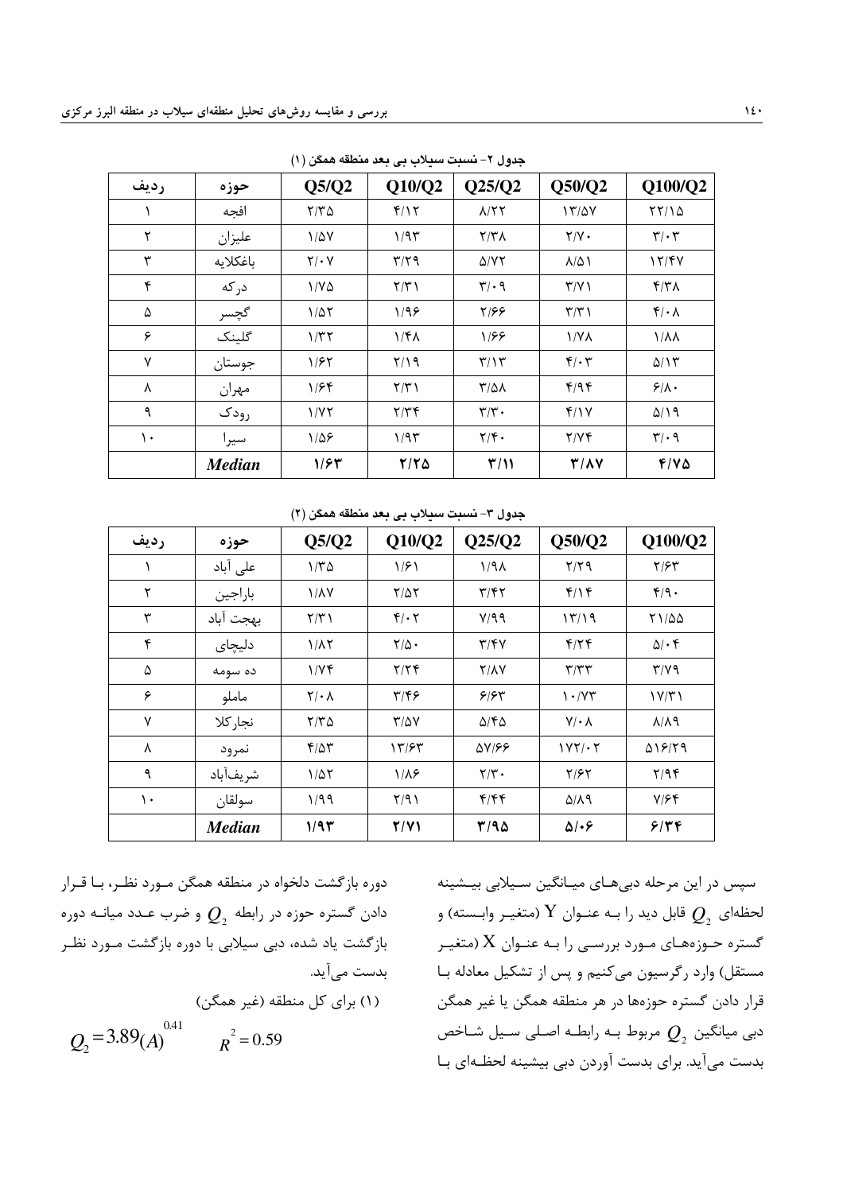جدول ۲- نسبت سیلاب بی بعد منطقه همگن (۱)

| ردیف | حوزه | Q5/Q2 | Q10/Q2 | Q25/Q2 | Q50/Q2 | Q100/Q2 |
|---|---|---|---|---|---|---|
| ۱ | افجه | ۲/۳۵ | ۴/۱۲ | ۸/۲۲ | ۱۳/۵۷ | ۲۲/۱۵ |
| ۲ | علیزان | ۱/۵۷ | ۱/۹۳ | ۲/۳۸ | ۲/۷۰ | ۳/۰۳ |
| ۳ | باغکلایه | ۲/۰۷ | ۳/۲۹ | ۵/۷۲ | ۸/۵۱ | ۱۲/۴۷ |
| ۴ | درکه | ۱/۷۵ | ۲/۳۱ | ۳/۰۹ | ۳/۷۱ | ۴/۳۸ |
| ۵ | گچسر | ۱/۵۲ | ۱/۹۶ | ۲/۶۶ | ۳/۳۱ | ۴/۰۸ |
| ۶ | گلینک | ۱/۳۲ | ۱/۴۸ | ۱/۶۶ | ۱/۷۸ | ۱/۸۸ |
| ۷ | جوستان | ۱/۶۲ | ۲/۱۹ | ۳/۱۳ | ۴/۰۳ | ۵/۱۳ |
| ۸ | مهران | ۱/۶۴ | ۲/۳۱ | ۳/۵۸ | ۴/۹۴ | ۶/۸۰ |
| ۹ | رودک | ۱/۷۲ | ۲/۳۴ | ۳/۳۰ | ۴/۱۷ | ۵/۱۹ |
| ۱۰ | سیرا | ۱/۵۶ | ۱/۹۳ | ۲/۴۰ | ۲/۷۴ | ۳/۰۹ |
| | ***Median*** | **۱/۶۳** | **۲/۲۵** | **۳/۱۱** | **۳/۸۷** | **۴/۷۵** |

جدول ۳- نسبت سیلاب بی بعد منطقه همگن (۲)

| ردیف | حوزه | Q5/Q2 | Q10/Q2 | Q25/Q2 | Q50/Q2 | Q100/Q2 |
|---|---|---|---|---|---|---|
| ۱ | علی آباد | ۱/۳۵ | ۱/۶۱ | ۱/۹۸ | ۲/۲۹ | ۲/۶۳ |
| ۲ | باراجین | ۱/۸۷ | ۲/۵۲ | ۳/۴۲ | ۴/۱۴ | ۴/۹۰ |
| ۳ | بهجت آباد | ۲/۳۱ | ۴/۰۲ | ۷/۹۹ | ۱۳/۱۹ | ۲۱/۵۵ |
| ۴ | دلیچای | ۱/۸۲ | ۲/۵۰ | ۳/۴۷ | ۴/۲۴ | ۵/۰۴ |
| ۵ | ده سومه | ۱/۷۴ | ۲/۲۴ | ۲/۸۷ | ۳/۳۳ | ۳/۷۹ |
| ۶ | ماملو | ۲/۰۸ | ۳/۴۶ | ۶/۶۳ | ۱۰/۷۳ | ۱۷/۳۱ |
| ۷ | نجارکلا | ۲/۳۵ | ۳/۵۷ | ۵/۴۵ | ۷/۰۸ | ۸/۸۹ |
| ۸ | نمرود | ۴/۵۳ | ۱۳/۶۳ | ۵۷/۶۶ | ۱۷۲/۰۲ | ۵۱۶/۲۹ |
| ۹ | شریف‌آباد | ۱/۵۲ | ۱/۸۶ | ۲/۳۰ | ۲/۶۲ | ۲/۹۴ |
| ۱۰ | سولقان | ۱/۹۹ | ۲/۹۱ | ۴/۴۴ | ۵/۸۹ | ۷/۶۴ |
| | ***Median*** | **۱/۹۳** | **۲/۷۱** | **۳/۹۵** | **۵/۰۶** | **۶/۳۴** |

سپس در این مرحله دبی‌های میانگین سیلابی بیشینه لحظه‌ای $Q_2$ قابل دید را به عنوان Y (متغیر وابسته) و گستره حوزه‌های مورد بررسی را به عنوان X (متغیر مستقل) وارد رگرسیون می‌کنیم و پس از تشکیل معادله با قرار دادن گستره حوزه‌ها در هر منطقه همگن یا غیر همگن دبی میانگین $Q_2$ مربوط به رابطه اصلی سیل شاخص بدست می‌آید. برای بدست آوردن دبی بیشینه لحظه‌ای با دوره بازگشت دلخواه در منطقه همگن مورد نظر، با قرار دادن گستره حوزه در رابطه $Q_2$ و ضرب عدد میانه دوره بازگشت یاد شده، دبی سیلابی با دوره بازگشت مورد نظر بدست می‌آید.

(۱) برای کل منطقه (غیر همگن)

$$Q_2 = 3.89(A)^{0.41} \qquad R^2 = 0.59$$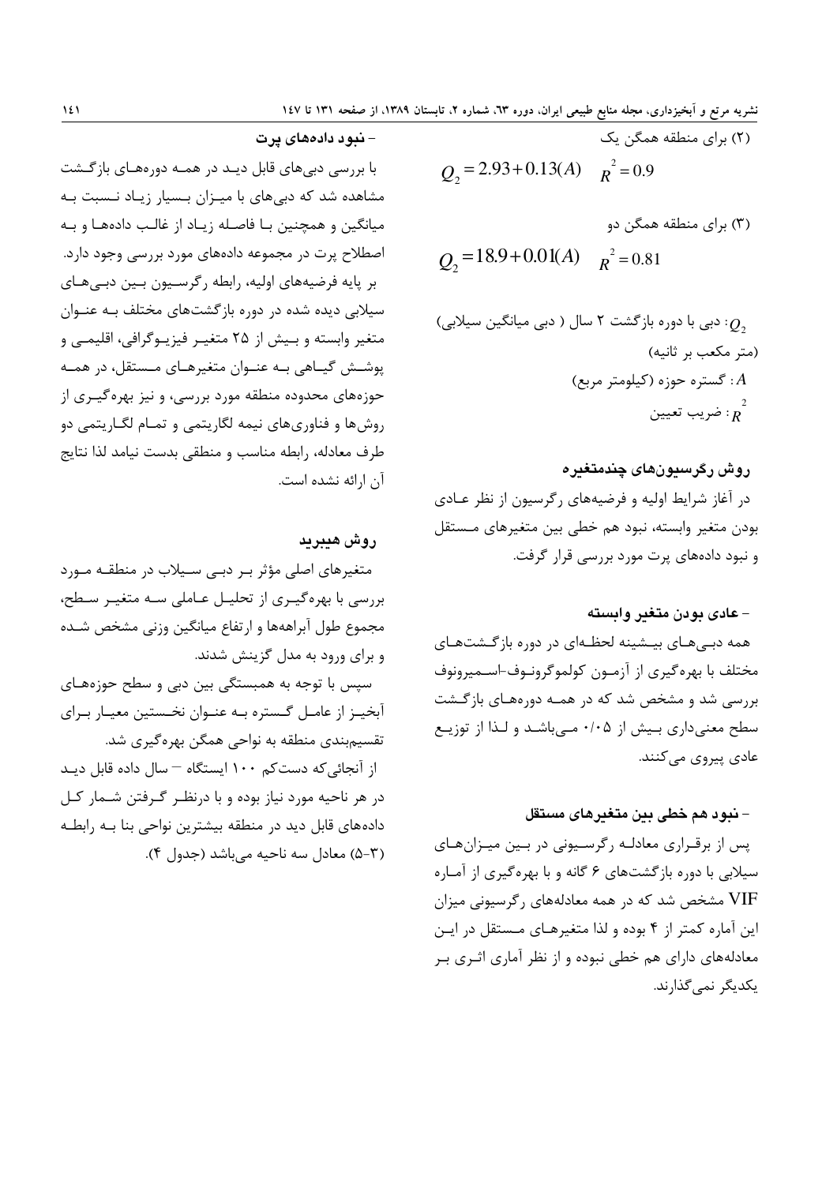(۲) برای منطقه همگن یک

$$Q_2 = 2.93 + 0.13(A) \quad R^2 = 0.9$$

(۳) برای منطقه همگن دو

$$Q_2 = 18.9 + 0.01(A) \quad R^2 = 0.81$$

$Q_2$: دبی با دوره بازگشت ۲ سال ( دبی میانگین سیلابی) (متر مکعب بر ثانیه)

$A$: گستره حوزه (کیلومتر مربع)

$R^2$: ضریب تعیین

## روش رگرسیون‌های چندمتغیره

در آغاز شرایط اولیه و فرضیه‌های رگرسیون از نظر عادی بودن متغیر وابسته، نبود هم خطی بین متغیرهای مستقل و نبود داده‌های پرت مورد بررسی قرار گرفت.

### - عادی بودن متغیر وابسته

همه دبی‌های بیشینه لحظه‌ای در دوره بازگشت‌های مختلف با بهره‌گیری از آزمون کولموگرونوف-اسمیرونوف بررسی شد و مشخص شد که در همه دوره‌های بازگشت سطح معنی‌داری بیش از ۰/۰۵ می‌باشد و لذا از توزیع عادی پیروی می‌کنند.

### - نبود هم خطی بین متغیرهای مستقل

پس از برقراری معادله رگرسیونی در بین میزان‌های سیلابی با دوره بازگشت‌های ۶ گانه و با بهره‌گیری از آماره VIF مشخص شد که در همه معادله‌های رگرسیونی میزان این آماره کمتر از ۴ بوده و لذا متغیرهای مستقل در این معادله‌های دارای هم خطی نبوده و از نظر آماری اثری بر یکدیگر نمی‌گذارند.

### - نبود داده‌های پرت

با بررسی دبی‌های قابل دید در همه دوره‌های بازگشت مشاهده شد که دبی‌های با میزان بسیار زیاد نسبت به میانگین و همچنین با فاصله زیاد از غالب داده‌ها و به اصطلاح پرت در مجموعه داده‌های مورد بررسی وجود دارد.

بر پایه فرضیه‌های اولیه، رابطه رگرسیون بین دبی‌های سیلابی دیده شده در دوره بازگشت‌های مختلف به عنوان متغیر وابسته و بیش از ۲۵ متغیر فیزیوگرافی، اقلیمی و پوشش گیاهی به عنوان متغیرهای مستقل، در همه حوزه‌های محدوده منطقه مورد بررسی، و نیز بهره‌گیری از روش‌ها و فناوری‌های نیمه لگاریتمی و تمام لگاریتمی دو طرف معادله، رابطه مناسب و منطقی بدست نیامد لذا نتایج آن ارائه نشده است.

## روش هیبرید

متغیرهای اصلی مؤثر بر دبی سیلاب در منطقه مورد بررسی با بهره‌گیری از تحلیل عاملی سه متغیر سطح، مجموع طول آبراهه‌ها و ارتفاع میانگین وزنی مشخص شده و برای ورود به مدل گزینش شدند.

سپس با توجه به همبستگی بین دبی و سطح حوزه‌های آبخیز از عامل گستره به عنوان نخستین معیار برای تقسیم‌بندی منطقه به نواحی همگن بهره‌گیری شد.

از آنجائی‌که دست‌کم ۱۰۰ ایستگاه – سال داده قابل دید در هر ناحیه مورد نیاز بوده و با درنظر گرفتن شمار کل داده‌های قابل دید در منطقه بیشترین نواحی بنا به رابطه (۳-۵) معادل سه ناحیه می‌باشد (جدول ۴).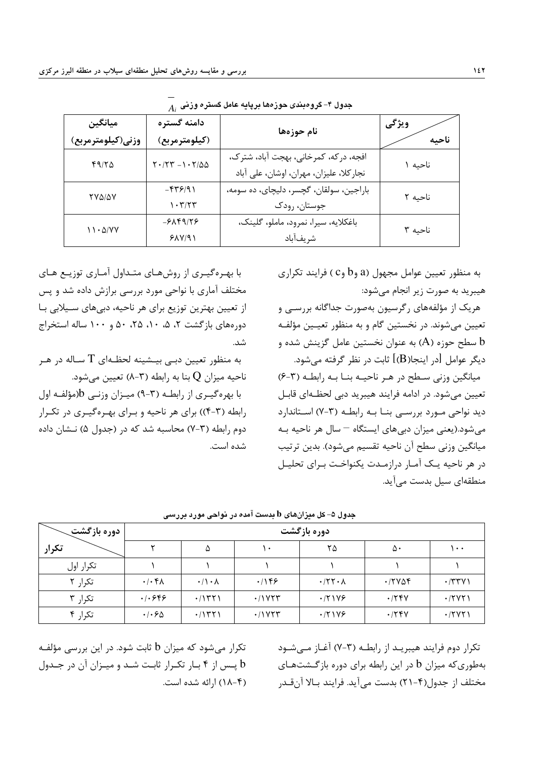جدول ۴- گروه‌بندی حوزه‌ها برپایه عامل گستره وزنی $\overline{A_i}$

| ویژگی / ناحیه | نام حوزه‌ها | دامنه گستره (کیلومترمربع) | میانگین وزنی(کیلومترمربع) |
|---|---|---|---|
| ناحیه ۱ | افجه، درکه، کمرخانی، بهجت آباد، شترک، نجارکلا، علیزان، مهران، اوشان، علی آباد | ۲۰/۲۳ -۱۰۲/۵۵ | ۴۹/۲۵ |
| ناحیه ۲ | باراجین، سولقان، گچسر، دلیچای، ده سومه، جوستان، رودک | -۴۳۶/۹۱ ۱۰۳/۲۳ | ۲۷۵/۵۷ |
| ناحیه ۳ | باغکلایه، سیرا، نمرود، ماملو، گلینک، شریف‌آباد | -۶۸۴۹/۲۶ ۶۸۷/۹۱ | ۱۱۰۵/۷۷ |

به منظور تعیین عوامل مجهول (a و b و c) فرایند تکراری هیبرید به صورت زیر انجام می‌شود:

هریک از مؤلفه‌های رگرسیون به‌صورت جداگانه بررسی و تعیین می‌شوند. در نخستین گام و به منظور تعیین مؤلفه b سطح حوزه (A) به عنوان نخستین عامل گزینش شده و دیگر عوامل [در اینجا(B)] ثابت در نظر گرفته می‌شود.

میانگین وزنی سطح در هر ناحیه بنا به رابطه (۳-۶) تعیین می‌شود. در ادامه فرایند هیبرید دبی لحظه‌ای قابل دید نواحی مورد بررسی بنا به رابطه (۳-۷) استاندارد می‌شود.(یعنی میزان دبی‌های ایستگاه – سال هر ناحیه به میانگین وزنی سطح آن ناحیه تقسیم می‌شود). بدین ترتیب در هر ناحیه یک آمار درازمدت یکنواخت برای تحلیل منطقه‌ای سیل بدست می‌آید.

با بهره‌گیری از روش‌های متداول آماری توزیع‌های مختلف آماری با نواحی مورد بررسی برازش داده شد و پس از تعیین بهترین توزیع برای هر ناحیه، دبی‌های سیلابی با دوره‌های بازگشت ۲، ۵، ۱۰، ۲۵، ۵۰ و ۱۰۰ ساله استخراج شد.

به منظور تعیین دبی بیشینه لحظه‌ای T ساله در هر ناحیه میزان Q بنا به رابطه (۳-۸) تعیین می‌شود.

با بهره‌گیری از رابطه (۳-۹) میزان وزنی b(مؤلفه اول رابطه (۳-۴)) برای هر ناحیه و برای بهره‌گیری در تکرار دوم رابطه (۳-۷) محاسبه شد که در (جدول ۵) نشان داده شده است.

جدول ۵- کل میزان‌های b بدست آمده در نواحی مورد بررسی

| دوره بازگشت / تکرار | ۲ | ۵ | ۱۰ | ۲۵ | ۵۰ | ۱۰۰ |
|---|---|---|---|---|---|---|
| تکرار اول | ۱ | ۱ | ۱ | ۱ | ۱ | ۱ |
| تکرار ۲ | ۰/۰۴۸ | ۰/۱۰۸ | ۰/۱۴۶ | ۰/۲۲۰۸ | ۰/۲۷۵۴ | ۰/۳۳۷۱ |
| تکرار ۳ | ۰/۰۶۴۶ | ۰/۱۳۲۱ | ۰/۱۷۲۳ | ۰/۲۱۷۶ | ۰/۲۴۷ | ۰/۲۷۲۱ |
| تکرار ۴ | ۰/۰۶۵ | ۰/۱۳۲۱ | ۰/۱۷۲۳ | ۰/۲۱۷۶ | ۰/۲۴۷ | ۰/۲۷۲۱ |

تکرار دوم فرایند هیبرید از رابطه (۳-۷) آغاز می‌شود به‌طوری‌که میزان b در این رابطه برای دوره بازگشت‌های مختلف از جدول(۴-۲۱) بدست می‌آید. فرایند بالا آن‌قدر تکرار می‌شود که میزان b ثابت شود. در این بررسی مؤلفه b پس از ۴ بار تکرار ثابت شد و میزان آن در جدول (۴-۱۸) ارائه شده است.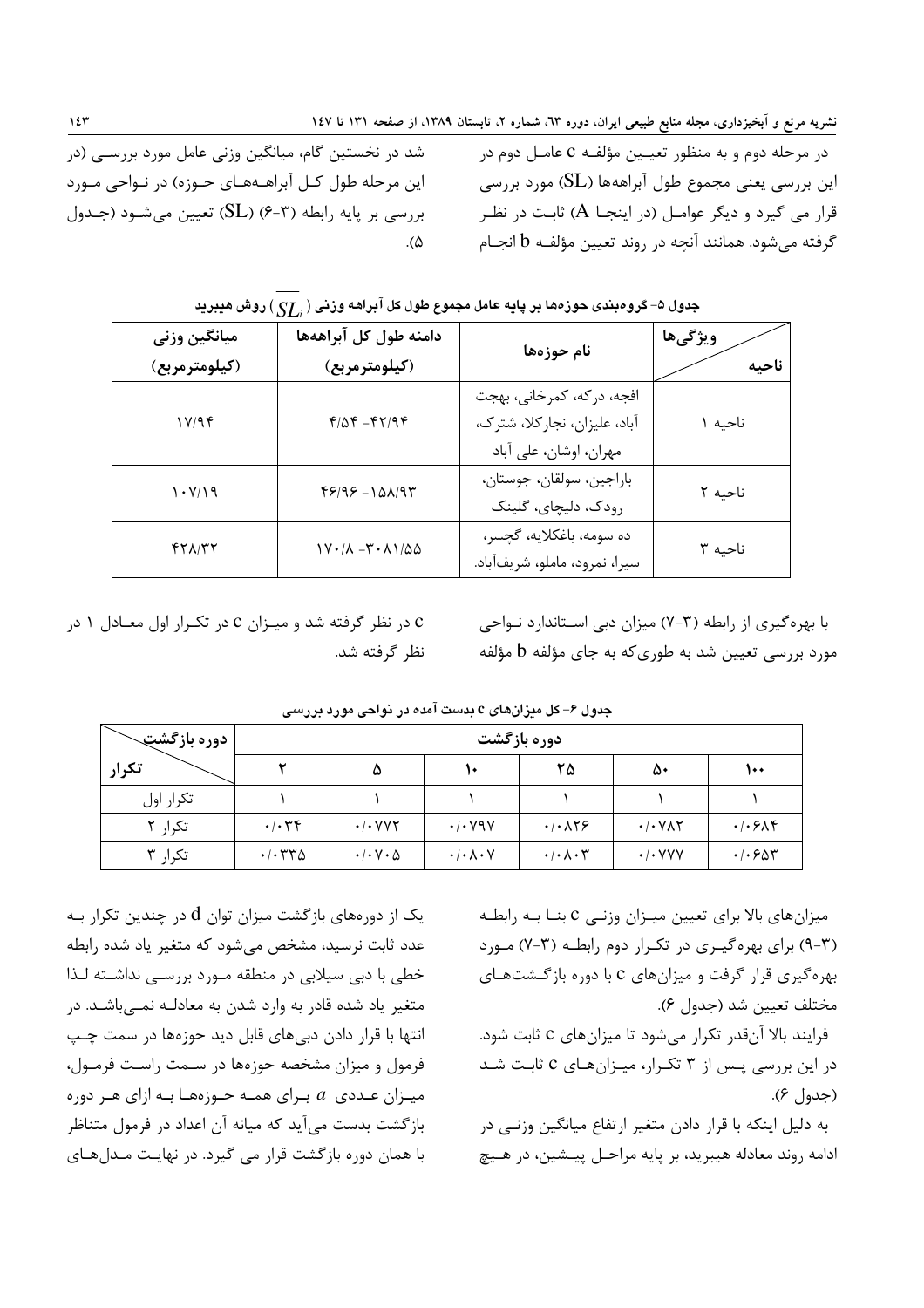در مرحله دوم و به منظور تعیین مؤلفه c عامل دوم در این بررسی یعنی مجموع طول آبراهه‌ها (SL) مورد بررسی قرار می گیرد و دیگر عوامل (در اینجا A) ثابت در نظر گرفته می‌شود. همانند آنچه در روند تعیین مؤلفه b انجام شد در نخستین گام، میانگین وزنی عامل مورد بررسی (در این مرحله طول کل آبراهه‌های حوزه) در نواحی مورد بررسی بر پایه رابطه (۳-۶) (SL) تعیین می‌شود (جدول ۵).

**جدول ۵- گروه‌بندی حوزه‌ها بر پایه عامل مجموع طول کل آبراهه وزنی ( $\overline{SL_i}$ ) روش هیبرید**

| ناحیه / ویژگی‌ها | نام حوزه‌ها | دامنه طول کل آبراهه‌ها (کیلومترمربع) | میانگین وزنی (کیلومترمربع) |
|---|---|---|---|
| ناحیه ۱ | افجه، درکه، کمرخانی، بهجت آباد، علیزان، نجارکلا، شترک، مهران، اوشان، علی آباد | ۴/۵۴ -۴۲/۹۴ | ۱۷/۹۴ |
| ناحیه ۲ | باراجین، سولقان، جوستان، رودک، دلیچای، گلینک | ۴۶/۹۶ -۱۵۸/۹۳ | ۱۰۷/۱۹ |
| ناحیه ۳ | ده سومه، باغکلایه، گچسر، سیرا، نمرود، ماملو، شریف‌آباد. | ۱۷۰/۸ -۳۰۸۱/۵۵ | ۴۲۸/۳۲ |

با بهره‌گیری از رابطه (۳-۷) میزان دبی استاندارد نواحی مورد بررسی تعیین شد به طوری‌که به جای مؤلفه b مؤلفه c در نظر گرفته شد و میزان c در تکرار اول معادل ۱ در نظر گرفته شد.

**جدول ۶- کل میزان‌های c بدست آمده در نواحی مورد بررسی**

| تکرار / دوره بازگشت | ۲ | ۵ | ۱۰ | ۲۵ | ۵۰ | ۱۰۰ |
|---|---|---|---|---|---|---|
| تکرار اول | ۱ | ۱ | ۱ | ۱ | ۱ | ۱ |
| تکرار ۲ | ۰/۰۳۴ | ۰/۰۷۷۲ | ۰/۰۷۹۷ | ۰/۰۸۲۶ | ۰/۰۷۸۲ | ۰/۰۶۸۴ |
| تکرار ۳ | ۰/۰۳۳۵ | ۰/۰۷۰۵ | ۰/۰۸۰۷ | ۰/۰۸۰۳ | ۰/۰۷۷۷ | ۰/۰۶۵۳ |

میزان‌های بالا برای تعیین میزان وزنی c بنا به رابطه (۳-۹) برای بهره‌گیری در تکرار دوم رابطه (۳-۷) مورد بهره‌گیری قرار گرفت و میزان‌های c با دوره بازگشت‌های مختلف تعیین شد (جدول ۶).

فرایند بالا آن‌قدر تکرار می‌شود تا میزان‌های c ثابت شود. در این بررسی پس از ۳ تکرار، میزان‌های c ثابت شد (جدول ۶).

به دلیل اینکه با قرار دادن متغیر ارتفاع میانگین وزنی در ادامه روند معادله هیبرید، بر پایه مراحل پیشین، در هیچ یک از دوره‌های بازگشت میزان توان d در چندین تکرار به عدد ثابت نرسید، مشخص می‌شود که متغیر یاد شده رابطه خطی با دبی سیلابی در منطقه مورد بررسی نداشته لذا متغیر یاد شده قادر به وارد شدن به معادله نمی‌باشد. در انتها با قرار دادن دبی‌های قابل دید حوزه‌ها در سمت چپ فرمول و میزان مشخصه حوزه‌ها در سمت راست فرمول، میزان عددی $a$ برای همه حوزه‌ها به ازای هر دوره بازگشت بدست می‌آید که میانه آن اعداد در فرمول متناظر با همان دوره بازگشت قرار می گیرد. در نهایت مدل‌های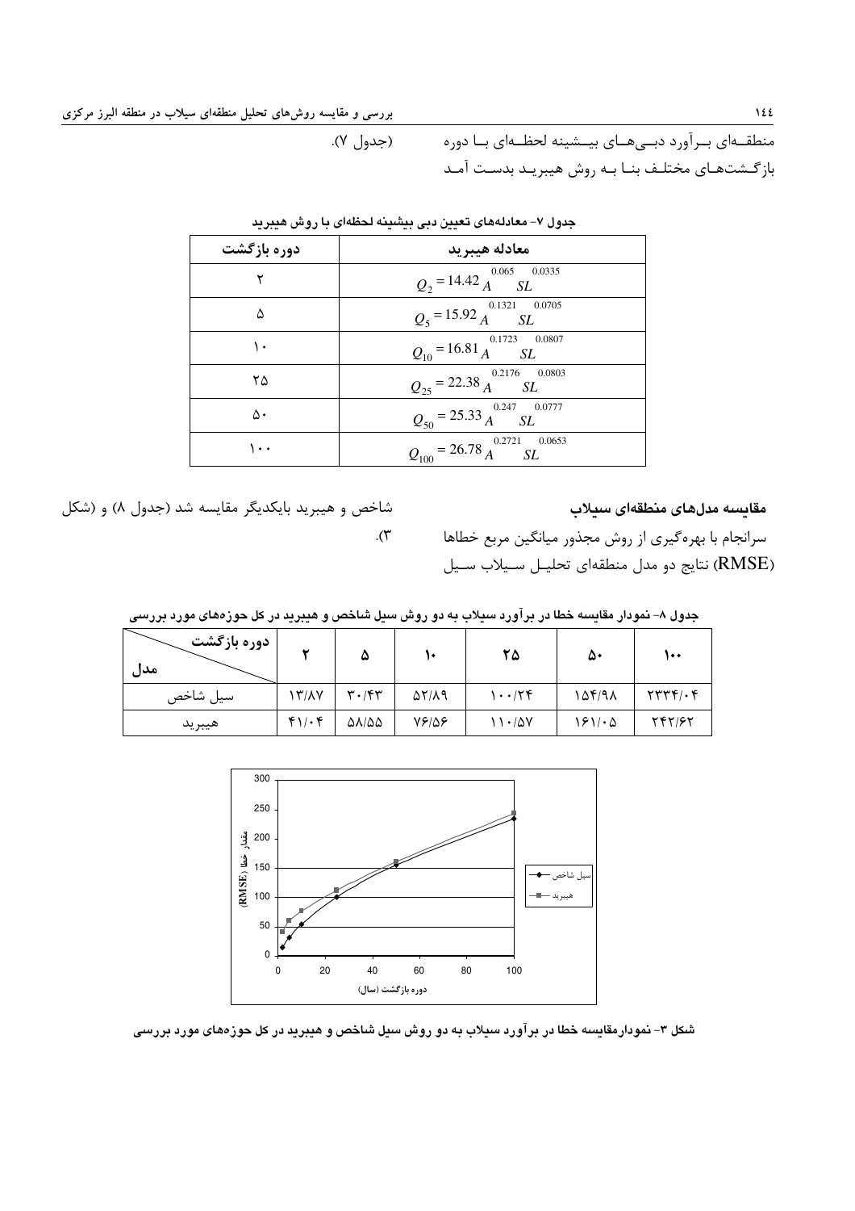منطقه‌ای برآورد دبی‌های بیشینه لحظه‌ای با دوره بازگشت‌های مختلف بنا به روش هیبرید بدست آمد (جدول ۷).

**جدول ۷- معادله‌های تعیین دبی بیشینه لحظه‌ای با روش هیبرید**

| دوره بازگشت | معادله هیبرید |
|---|---|
| ۲ | $Q_2 = 14.42\, A^{0.065}\, SL^{0.0335}$ |
| ۵ | $Q_5 = 15.92\, A^{0.1321}\, SL^{0.0705}$ |
| ۱۰ | $Q_{10} = 16.81\, A^{0.1723}\, SL^{0.0807}$ |
| ۲۵ | $Q_{25} = 22.38\, A^{0.2176}\, SL^{0.0803}$ |
| ۵۰ | $Q_{50} = 25.33\, A^{0.247}\, SL^{0.0777}$ |
| ۱۰۰ | $Q_{100} = 26.78\, A^{0.2721}\, SL^{0.0653}$ |

## مقایسه مدل‌های منطقه‌ای سیلاب

سرانجام با بهره‌گیری از روش مجذور میانگین مربع خطاها (RMSE) نتایج دو مدل منطقه‌ای تحلیل سیلاب سیل شاخص و هیبرید بایکدیگر مقایسه شد (جدول ۸) و (شکل ۳).

**جدول ۸- نمودار مقایسه خطا در برآورد سیلاب به دو روش سیل شاخص و هیبرید در کل حوزه‌های مورد بررسی**

| مدل / دوره بازگشت | ۲ | ۵ | ۱۰ | ۲۵ | ۵۰ | ۱۰۰ |
|---|---|---|---|---|---|---|
| سیل شاخص | ۱۳/۸۷ | ۳۰/۴۳ | ۵۲/۸۹ | ۱۰۰/۲۴ | ۱۵۴/۹۸ | ۲۳۳۴/۰۴ |
| هیبرید | ۴۱/۰۴ | ۵۸/۵۵ | ۷۶/۵۶ | ۱۱۰/۵۷ | ۱۶۱/۰۵ | ۲۴۲/۶۲ |

شکل ۳- نمودارمقایسه خطا در برآورد سیلاب به دو روش سیل شاخص و هیبرید در کل حوزه‌های مورد بررسی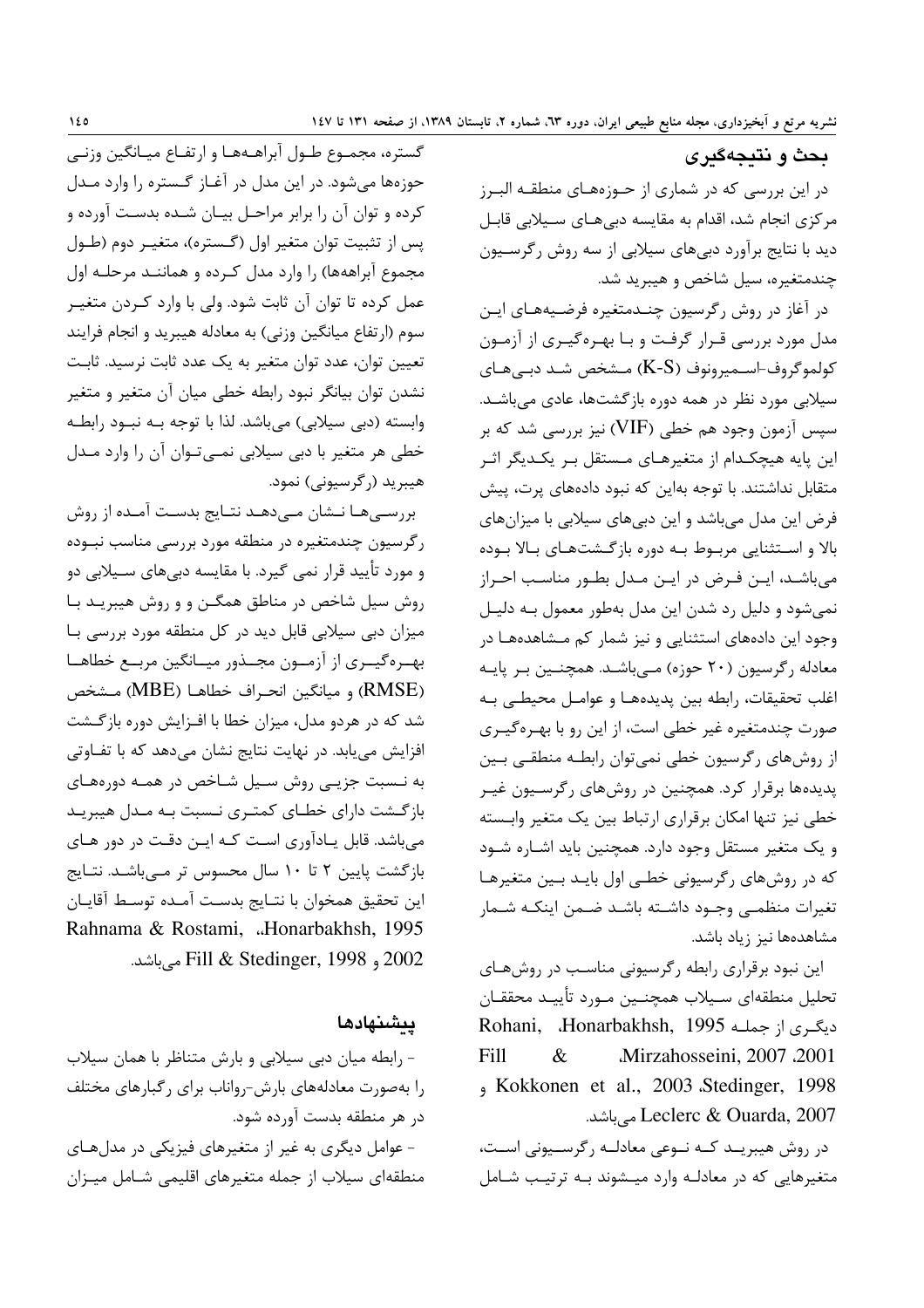## بحث و نتیجه‌گیری

در این بررسی که در شماری از حوزه‌های منطقه البرز مرکزی انجام شد، اقدام به مقایسه دبی‌های سیلابی قابل دید با نتایج برآورد دبی‌های سیلابی از سه روش رگرسیون چندمتغیره، سیل شاخص و هیبرید شد.

در آغاز در روش رگرسیون چندمتغیره فرضیه‌های این مدل مورد بررسی قرار گرفت و با بهره‌گیری از آزمون کولموگروف-اسمیرونوف (K-S) مشخص شد دبی‌های سیلابی مورد نظر در همه دوره بازگشت‌ها، عادی می‌باشد. سپس آزمون وجود هم خطی (VIF) نیز بررسی شد که بر این پایه هیچکدام از متغیرهای مستقل بر یکدیگر اثر متقابل نداشتند. با توجه به‌این که نبود داده‌های پرت، پیش فرض این مدل می‌باشد و این دبی‌های سیلابی با میزان‌های بالا و استثنایی مربوط به دوره بازگشت‌های بالا بوده می‌باشد، این فرض در این مدل به‌طور مناسب احراز نمی‌شود و دلیل رد شدن این مدل به‌طور معمول به دلیل وجود این داده‌های استثنایی و نیز شمار کم مشاهده‌ها در معادله رگرسیون (۲۰ حوزه) می‌باشد. همچنین بر پایه اغلب تحقیقات، رابطه بین پدیده‌ها و عوامل محیطی به صورت چندمتغیره غیر خطی است، از این رو با بهره‌گیری از روش‌های رگرسیون خطی نمی‌توان رابطه منطقی بین پدیده‌ها برقرار کرد. همچنین در روش‌های رگرسیون غیر خطی نیز تنها امکان برقراری ارتباط بین یک متغیر وابسته و یک متغیر مستقل وجود دارد. همچنین باید اشاره شود که در روش‌های رگرسیونی خطی اول باید بین متغیرها تغییرات منظمی وجود داشته باشد ضمن اینکه شمار مشاهده‌ها نیز زیاد باشد.

این نبود برقراری رابطه رگرسیونی مناسب در روش‌های تحلیل منطقه‌ای سیلاب همچنین مورد تأیید محققان دیگری از جمله Rohani, Honarbakhsh, 1995، Fill & Mirzahosseini, 2007 ،2001، Kokkonen et al., 2003 ،Stedinger, 1998 و Leclerc & Ouarda, 2007 می‌باشد.

در روش هیبرید که نوعی معادله رگرسیونی است، متغیرهایی که در معادله وارد می‌شوند به ترتیب شامل گستره، مجموع طول آبراهه‌ها و ارتفاع میانگین وزنی حوزه‌ها می‌شود. در این مدل در آغاز گستره را وارد مدل کرده و توان آن را برابر مراحل بیان شده بدست آورده و پس از تثبیت توان متغیر اول (گستره)، متغیر دوم (طول مجموع آبراهه‌ها) را وارد مدل کرده و همانند مرحله اول عمل کرده تا توان آن ثابت شود. ولی با وارد کردن متغیر سوم (ارتفاع میانگین وزنی) به معادله هیبرید و انجام فرایند تعیین توان، عدد توان متغیر به یک عدد ثابت نرسید. ثابت نشدن توان بیانگر نبود رابطه خطی میان آن متغیر و متغیر وابسته (دبی سیلابی) می‌باشد. لذا با توجه به نبود رابطه خطی هر متغیر با دبی سیلابی نمی‌توان آن را وارد مدل هیبرید (رگرسیونی) نمود.

بررسی‌ها نشان می‌دهد نتایج بدست آمده از روش رگرسیون چندمتغیره در منطقه مورد بررسی مناسب نبوده و مورد تأیید قرار نمی گیرد. با مقایسه دبی‌های سیلابی دو روش سیل شاخص در مناطق همگن و و روش هیبرید با میزان دبی سیلابی قابل دید در کل منطقه مورد بررسی با بهره‌گیری از آزمون مجذور میانگین مربع خطاها (RMSE) و میانگین انحراف خطاها (MBE) مشخص شد که در هردو مدل، میزان خطا با افزایش دوره بازگشت افزایش می‌یابد. در نهایت نتایج نشان می‌دهد که با تفاوتی به نسبت جزیی روش سیل شاخص در همه دوره‌های بازگشت دارای خطای کمتری نسبت به مدل هیبرید می‌باشد. قابل یادآوری است که این دقت در دور های بازگشت پایین ۲ تا ۱۰ سال محسوس تر می‌باشد. نتایج این تحقیق همخوان با نتایج بدست آمده توسط آقایان Rahnama & Rostami، Honarbakhsh, 1995، 2002 و Fill & Stedinger, 1998 می‌باشد.

## پیشنهادها

- رابطه میان دبی سیلابی و بارش متناظر با همان سیلاب را به‌صورت معادله‌های بارش-رواناب برای رگبارهای مختلف در هر منطقه بدست آورده شود.

- عوامل دیگری به غیر از متغیرهای فیزیکی در مدل‌های منطقه‌ای سیلاب از جمله متغیرهای اقلیمی شامل میزان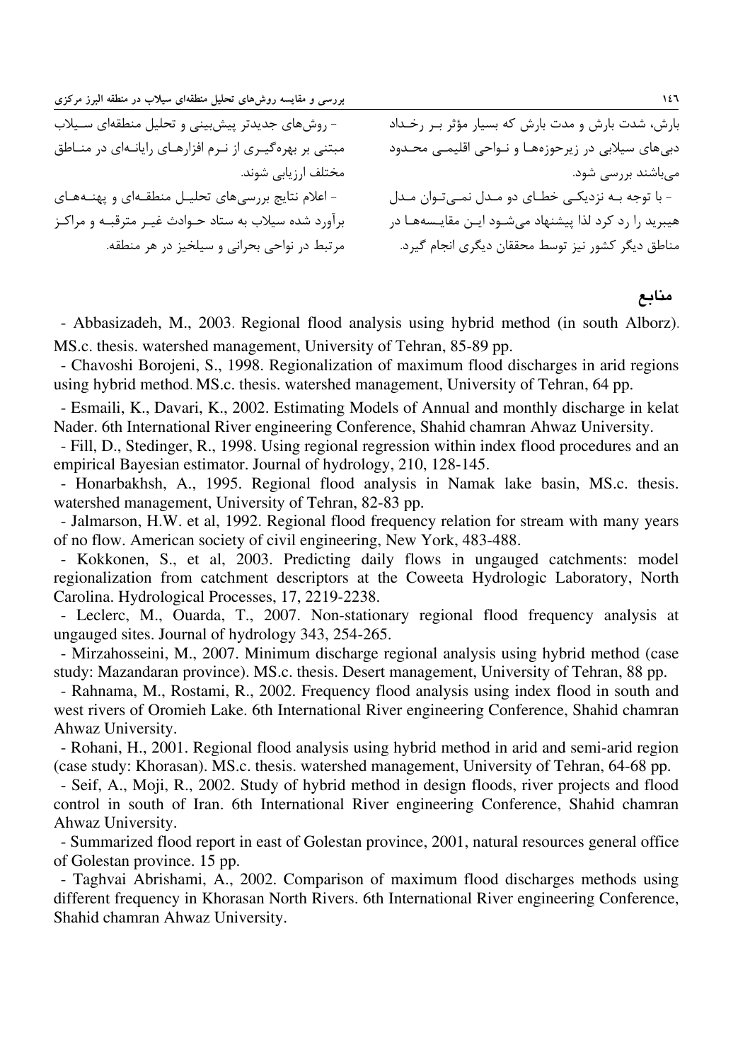بارش، شدت بارش و مدت بارش که بسیار مؤثر بر رخداد دبی‌های سیلابی در زیرحوزه‌ها و نواحی اقلیمی محدود می‌باشند بررسی شود.

- با توجه به نزدیکی خطای دو مدل نمی‌توان مدل هیبرید را رد کرد لذا پیشنهاد می‌شود این مقایسه‌ها در مناطق دیگر کشور نیز توسط محققان دیگری انجام گیرد.

- روش‌های جدیدتر پیش‌بینی و تحلیل منطقه‌ای سیلاب مبتنی بر بهره‌گیری از نرم افزارهای رایانه‌ای در مناطق مختلف ارزیابی شوند.

- اعلام نتایج بررسی‌های تحلیل منطقه‌ای و پهنه‌های برآورد شده سیلاب به ستاد حوادث غیر مترقبه و مراکز مرتبط در نواحی بحرانی و سیلخیز در هر منطقه.

## منابع

- Abbasizadeh, M., 2003. Regional flood analysis using hybrid method (in south Alborz). MS.c. thesis. watershed management, University of Tehran, 85-89 pp.
- Chavoshi Borojeni, S., 1998. Regionalization of maximum flood discharges in arid regions using hybrid method. MS.c. thesis. watershed management, University of Tehran, 64 pp.
- Esmaili, K., Davari, K., 2002. Estimating Models of Annual and monthly discharge in kelat Nader. 6th International River engineering Conference, Shahid chamran Ahwaz University.
- Fill, D., Stedinger, R., 1998. Using regional regression within index flood procedures and an empirical Bayesian estimator. Journal of hydrology, 210, 128-145.
- Honarbakhsh, A., 1995. Regional flood analysis in Namak lake basin, MS.c. thesis. watershed management, University of Tehran, 82-83 pp.
- Jalmarson, H.W. et al, 1992. Regional flood frequency relation for stream with many years of no flow. American society of civil engineering, New York, 483-488.
- Kokkonen, S., et al, 2003. Predicting daily flows in ungauged catchments: model regionalization from catchment descriptors at the Coweeta Hydrologic Laboratory, North Carolina. Hydrological Processes, 17, 2219-2238.
- Leclerc, M., Ouarda, T., 2007. Non-stationary regional flood frequency analysis at ungauged sites. Journal of hydrology 343, 254-265.
- Mirzahosseini, M., 2007. Minimum discharge regional analysis using hybrid method (case study: Mazandaran province). MS.c. thesis. Desert management, University of Tehran, 88 pp.
- Rahnama, M., Rostami, R., 2002. Frequency flood analysis using index flood in south and west rivers of Oromieh Lake. 6th International River engineering Conference, Shahid chamran Ahwaz University.
- Rohani, H., 2001. Regional flood analysis using hybrid method in arid and semi-arid region (case study: Khorasan). MS.c. thesis. watershed management, University of Tehran, 64-68 pp.
- Seif, A., Moji, R., 2002. Study of hybrid method in design floods, river projects and flood control in south of Iran. 6th International River engineering Conference, Shahid chamran Ahwaz University.
- Summarized flood report in east of Golestan province, 2001, natural resources general office of Golestan province. 15 pp.
- Taghvai Abrishami, A., 2002. Comparison of maximum flood discharges methods using different frequency in Khorasan North Rivers. 6th International River engineering Conference, Shahid chamran Ahwaz University.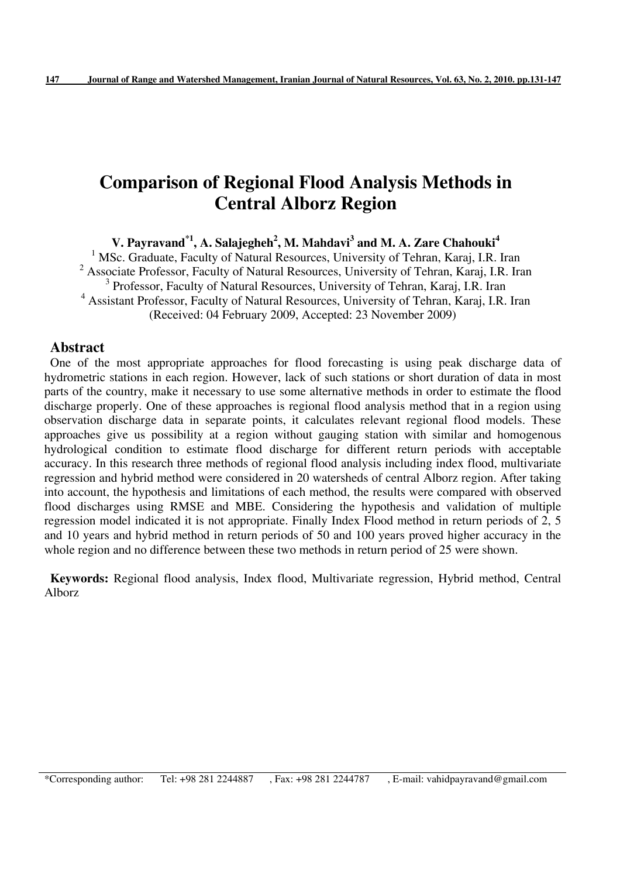# Comparison of Regional Flood Analysis Methods in Central Alborz Region

**V. Payravand*[1], A. Salajegheh[2], M. Mahdavi[3] and M. A. Zare Chahouki[4]**

[1] MSc. Graduate, Faculty of Natural Resources, University of Tehran, Karaj, I.R. Iran
[2] Associate Professor, Faculty of Natural Resources, University of Tehran, Karaj, I.R. Iran
[3] Professor, Faculty of Natural Resources, University of Tehran, Karaj, I.R. Iran
[4] Assistant Professor, Faculty of Natural Resources, University of Tehran, Karaj, I.R. Iran
(Received: 04 February 2009, Accepted: 23 November 2009)

## Abstract

One of the most appropriate approaches for flood forecasting is using peak discharge data of hydrometric stations in each region. However, lack of such stations or short duration of data in most parts of the country, make it necessary to use some alternative methods in order to estimate the flood discharge properly. One of these approaches is regional flood analysis method that in a region using observation discharge data in separate points, it calculates relevant regional flood models. These approaches give us possibility at a region without gauging station with similar and homogenous hydrological condition to estimate flood discharge for different return periods with acceptable accuracy. In this research three methods of regional flood analysis including index flood, multivariate regression and hybrid method were considered in 20 watersheds of central Alborz region. After taking into account, the hypothesis and limitations of each method, the results were compared with observed flood discharges using RMSE and MBE. Considering the hypothesis and validation of multiple regression model indicated it is not appropriate. Finally Index Flood method in return periods of 2, 5 and 10 years and hybrid method in return periods of 50 and 100 years proved higher accuracy in the whole region and no difference between these two methods in return period of 25 were shown.

**Keywords:** Regional flood analysis, Index flood, Multivariate regression, Hybrid method, Central Alborz

*Corresponding author: Tel: +98 281 2244887 , Fax: +98 281 2244787 , E-mail: vahidpayravand@gmail.com